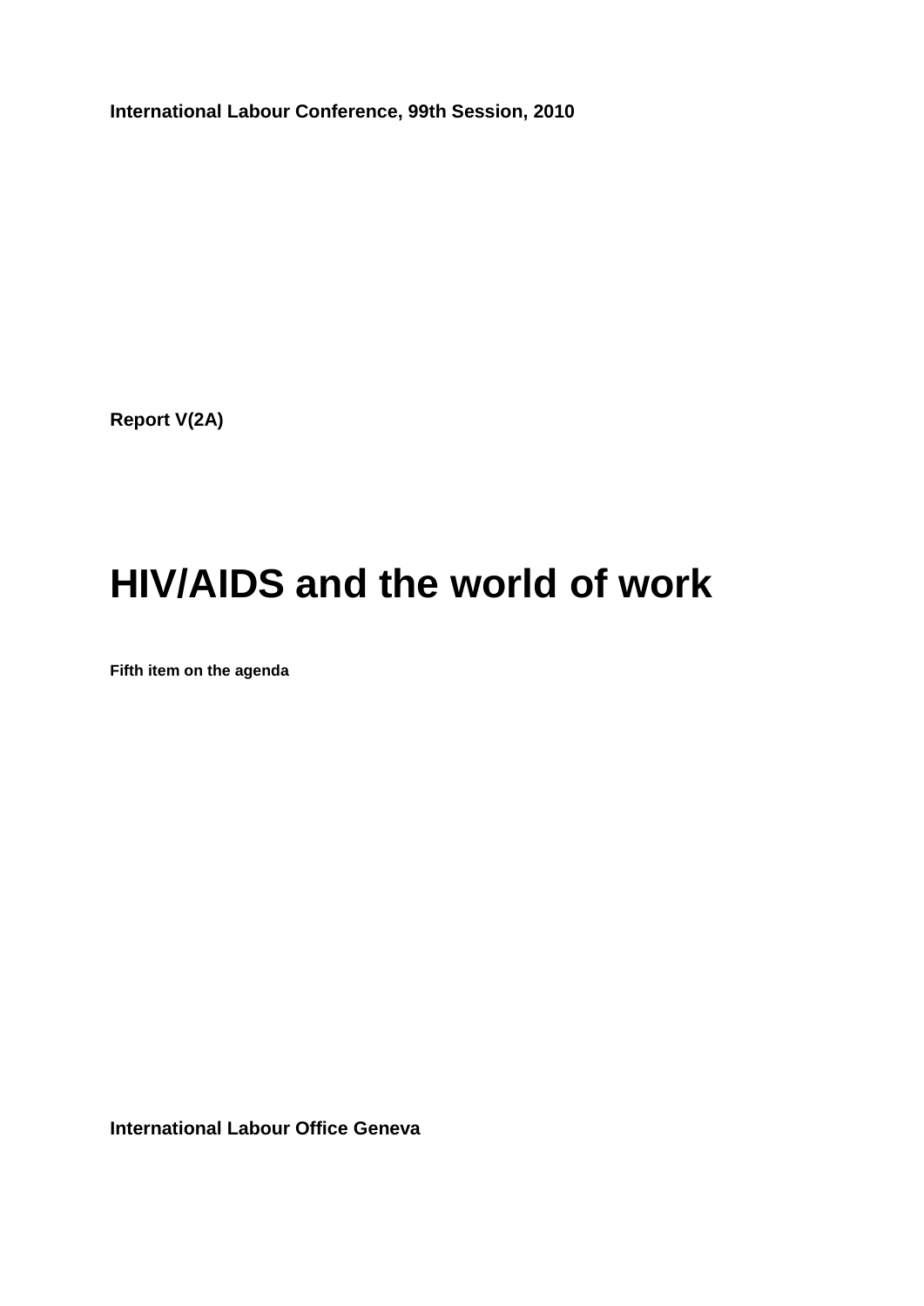**International Labour Conference, 99th Session, 2010**

**Report V(2A)**

# HIV/AIDS and the world of work

**Fifth item on the agenda**

**International Labour Office Geneva**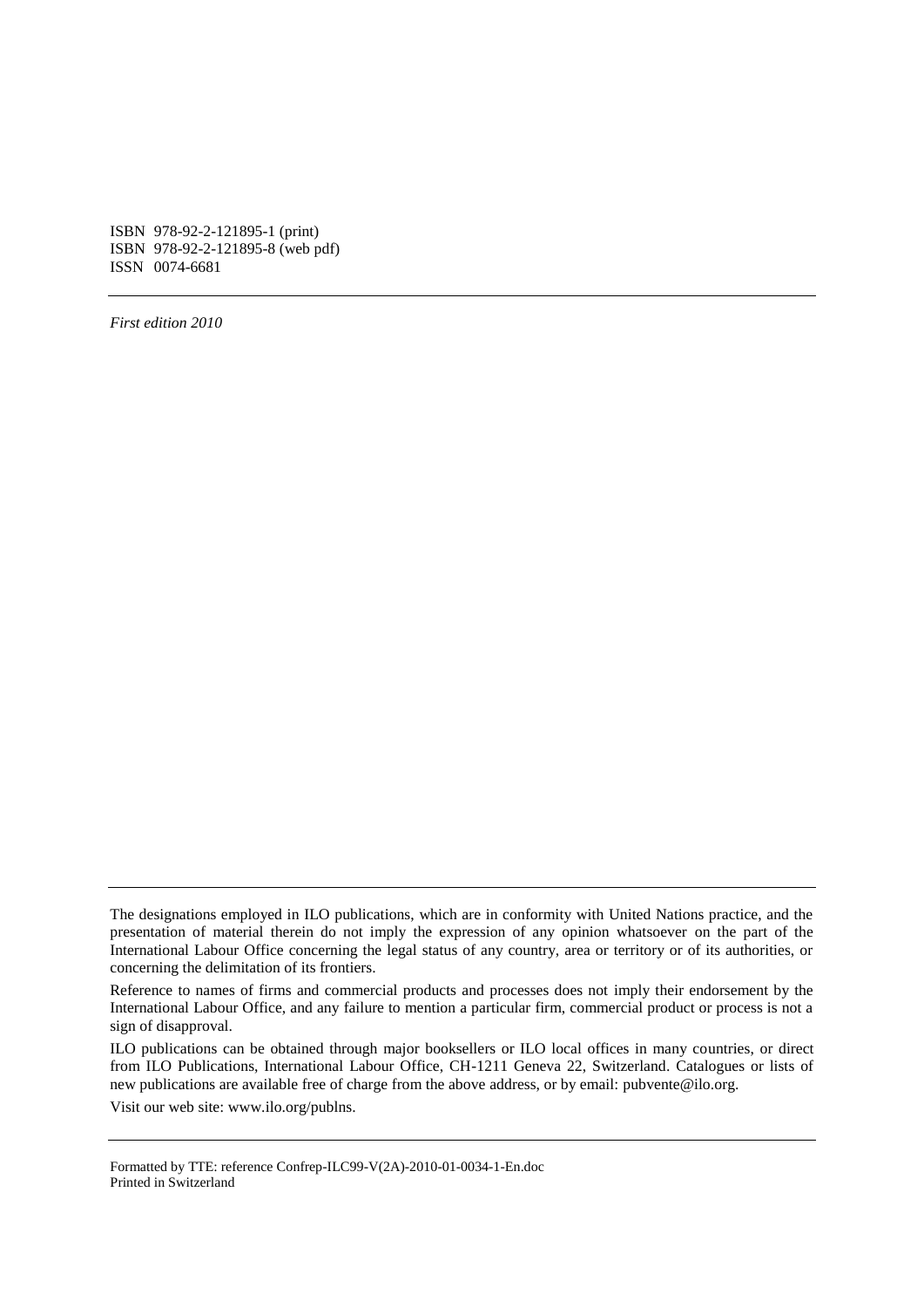ISBN 978-92-2-121895-1 (print)
ISBN 978-92-2-121895-8 (web pdf)
ISSN 0074-6681

---

*First edition 2010*

---

The designations employed in ILO publications, which are in conformity with United Nations practice, and the presentation of material therein do not imply the expression of any opinion whatsoever on the part of the International Labour Office concerning the legal status of any country, area or territory or of its authorities, or concerning the delimitation of its frontiers.

Reference to names of firms and commercial products and processes does not imply their endorsement by the International Labour Office, and any failure to mention a particular firm, commercial product or process is not a sign of disapproval.

ILO publications can be obtained through major booksellers or ILO local offices in many countries, or direct from ILO Publications, International Labour Office, CH-1211 Geneva 22, Switzerland. Catalogues or lists of new publications are available free of charge from the above address, or by email: pubvente@ilo.org.

Visit our web site: www.ilo.org/publns.

---

Formatted by TTE: reference Confrep-ILC99-V(2A)-2010-01-0034-1-En.doc
Printed in Switzerland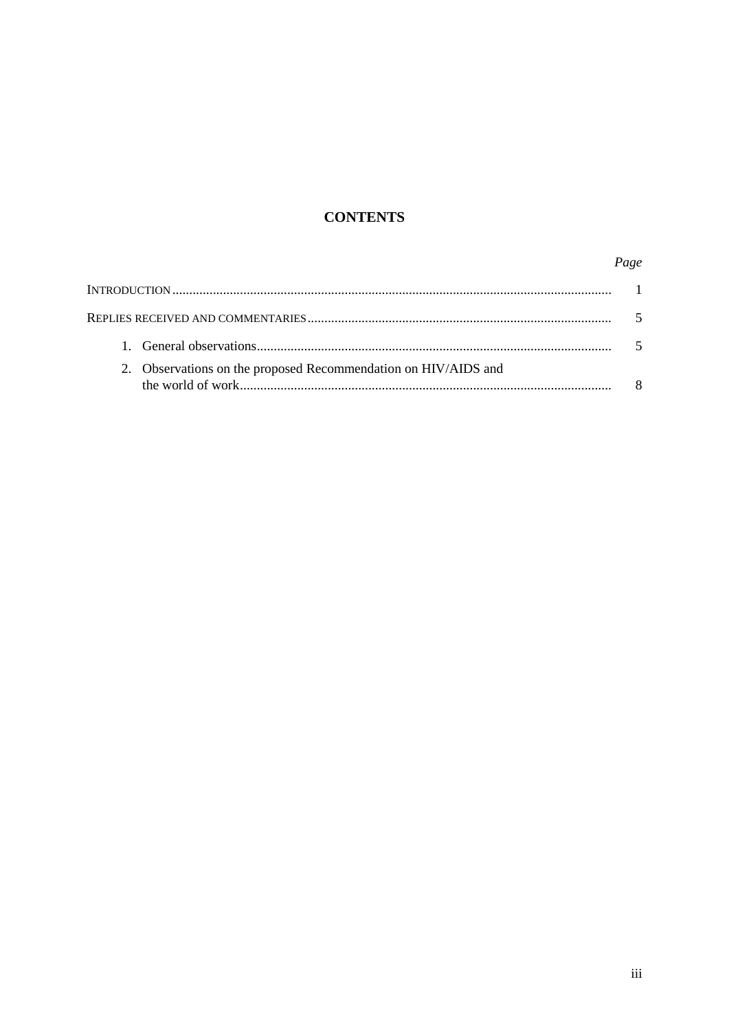# CONTENTS

| | *Page* |
|---|---|
| INTRODUCTION | 1 |
| REPLIES RECEIVED AND COMMENTARIES | 5 |
| 1. General observations | 5 |
| 2. Observations on the proposed Recommendation on HIV/AIDS and the world of work | 8 |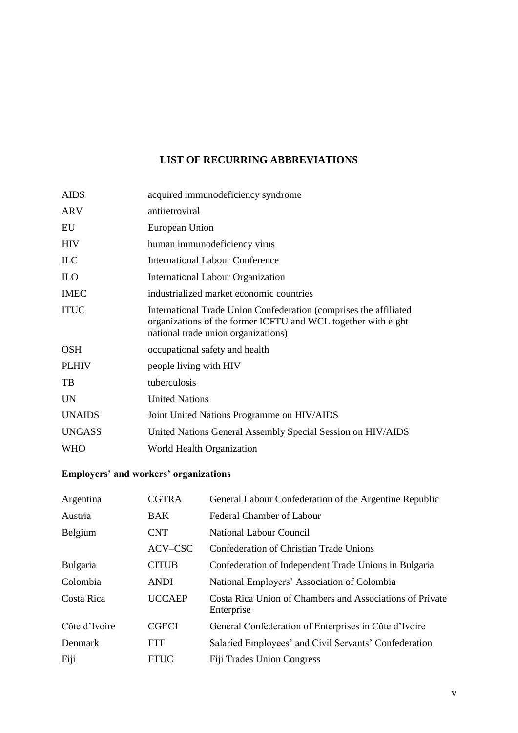# LIST OF RECURRING ABBREVIATIONS

| | |
|---|---|
| AIDS | acquired immunodeficiency syndrome |
| ARV | antiretroviral |
| EU | European Union |
| HIV | human immunodeficiency virus |
| ILC | International Labour Conference |
| ILO | International Labour Organization |
| IMEC | industrialized market economic countries |
| ITUC | International Trade Union Confederation (comprises the affiliated organizations of the former ICFTU and WCL together with eight national trade union organizations) |
| OSH | occupational safety and health |
| PLHIV | people living with HIV |
| TB | tuberculosis |
| UN | United Nations |
| UNAIDS | Joint United Nations Programme on HIV/AIDS |
| UNGASS | United Nations General Assembly Special Session on HIV/AIDS |
| WHO | World Health Organization |

## Employers' and workers' organizations

| | | |
|---|---|---|
| Argentina | CGTRA | General Labour Confederation of the Argentine Republic |
| Austria | BAK | Federal Chamber of Labour |
| Belgium | CNT | National Labour Council |
| | ACV–CSC | Confederation of Christian Trade Unions |
| Bulgaria | CITUB | Confederation of Independent Trade Unions in Bulgaria |
| Colombia | ANDI | National Employers' Association of Colombia |
| Costa Rica | UCCAEP | Costa Rica Union of Chambers and Associations of Private Enterprise |
| Côte d'Ivoire | CGECI | General Confederation of Enterprises in Côte d'Ivoire |
| Denmark | FTF | Salaried Employees' and Civil Servants' Confederation |
| Fiji | FTUC | Fiji Trades Union Congress |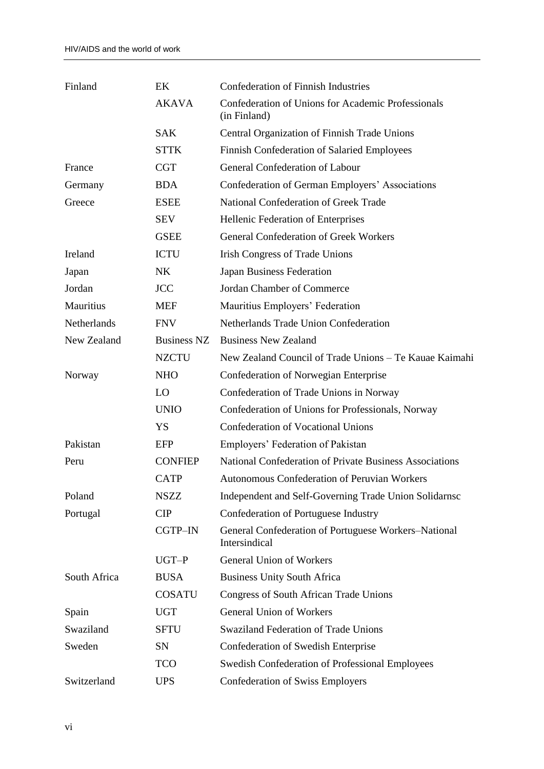| | | |
|---|---|---|
| Finland | EK | Confederation of Finnish Industries |
| | AKAVA | Confederation of Unions for Academic Professionals (in Finland) |
| | SAK | Central Organization of Finnish Trade Unions |
| | STTK | Finnish Confederation of Salaried Employees |
| France | CGT | General Confederation of Labour |
| Germany | BDA | Confederation of German Employers' Associations |
| Greece | ESEE | National Confederation of Greek Trade |
| | SEV | Hellenic Federation of Enterprises |
| | GSEE | General Confederation of Greek Workers |
| Ireland | ICTU | Irish Congress of Trade Unions |
| Japan | NK | Japan Business Federation |
| Jordan | JCC | Jordan Chamber of Commerce |
| Mauritius | MEF | Mauritius Employers' Federation |
| Netherlands | FNV | Netherlands Trade Union Confederation |
| New Zealand | Business NZ | Business New Zealand |
| | NZCTU | New Zealand Council of Trade Unions – Te Kauae Kaimahi |
| Norway | NHO | Confederation of Norwegian Enterprise |
| | LO | Confederation of Trade Unions in Norway |
| | UNIO | Confederation of Unions for Professionals, Norway |
| | YS | Confederation of Vocational Unions |
| Pakistan | EFP | Employers' Federation of Pakistan |
| Peru | CONFIEP | National Confederation of Private Business Associations |
| | CATP | Autonomous Confederation of Peruvian Workers |
| Poland | NSZZ | Independent and Self-Governing Trade Union Solidarnsc |
| Portugal | CIP | Confederation of Portuguese Industry |
| | CGTP–IN | General Confederation of Portuguese Workers–National Intersindical |
| | UGT–P | General Union of Workers |
| South Africa | BUSA | Business Unity South Africa |
| | COSATU | Congress of South African Trade Unions |
| Spain | UGT | General Union of Workers |
| Swaziland | SFTU | Swaziland Federation of Trade Unions |
| Sweden | SN | Confederation of Swedish Enterprise |
| | TCO | Swedish Confederation of Professional Employees |
| Switzerland | UPS | Confederation of Swiss Employers |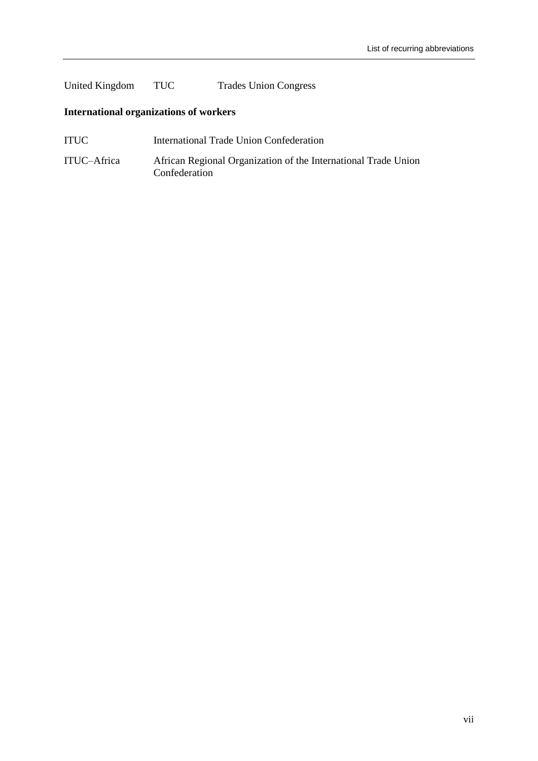| | | |
|---|---|---|
| United Kingdom | TUC | Trades Union Congress |

**International organizations of workers**

| | |
|---|---|
| ITUC | International Trade Union Confederation |
| ITUC–Africa | African Regional Organization of the International Trade Union Confederation |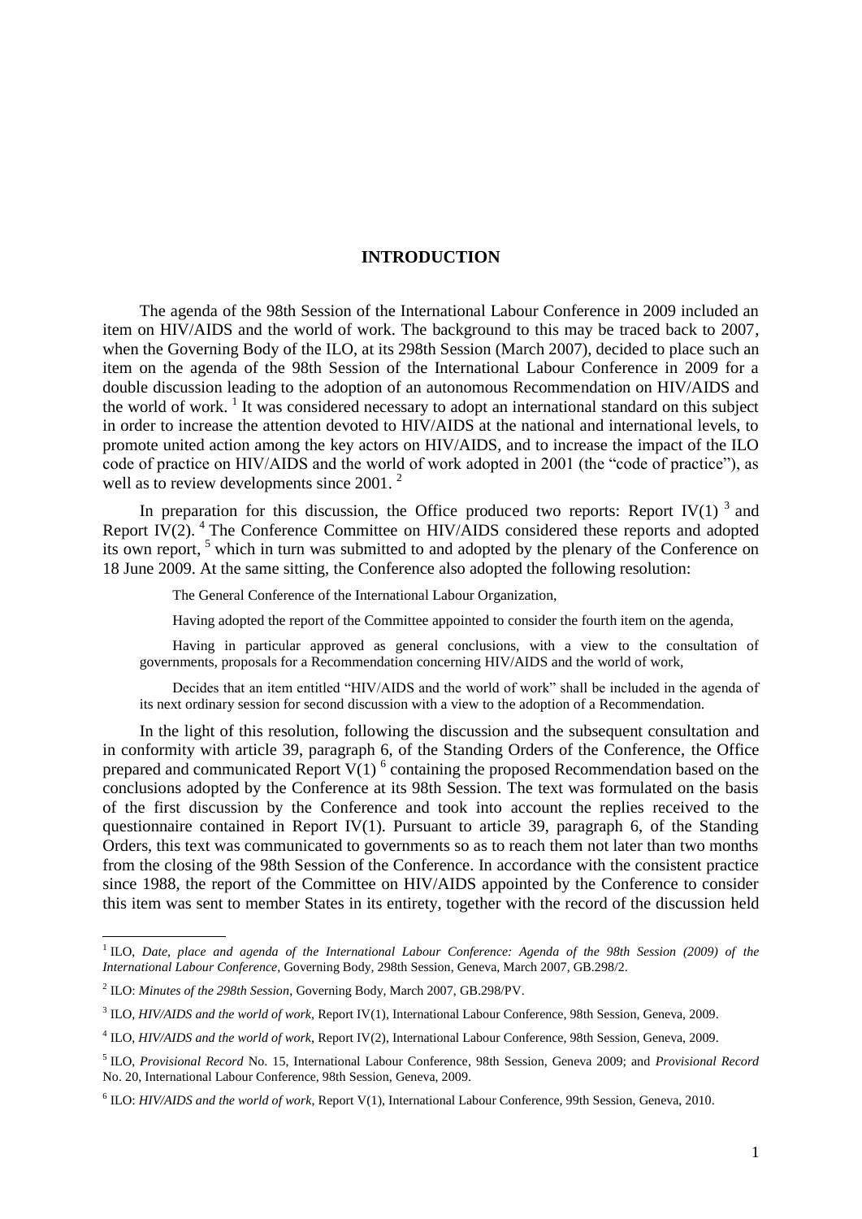# INTRODUCTION

The agenda of the 98th Session of the International Labour Conference in 2009 included an item on HIV/AIDS and the world of work. The background to this may be traced back to 2007, when the Governing Body of the ILO, at its 298th Session (March 2007), decided to place such an item on the agenda of the 98th Session of the International Labour Conference in 2009 for a double discussion leading to the adoption of an autonomous Recommendation on HIV/AIDS and the world of work. [1] It was considered necessary to adopt an international standard on this subject in order to increase the attention devoted to HIV/AIDS at the national and international levels, to promote united action among the key actors on HIV/AIDS, and to increase the impact of the ILO code of practice on HIV/AIDS and the world of work adopted in 2001 (the "code of practice"), as well as to review developments since 2001. [2]

In preparation for this discussion, the Office produced two reports: Report IV(1) [3] and Report IV(2). [4] The Conference Committee on HIV/AIDS considered these reports and adopted its own report, [5] which in turn was submitted to and adopted by the plenary of the Conference on 18 June 2009. At the same sitting, the Conference also adopted the following resolution:

> The General Conference of the International Labour Organization,
>
> Having adopted the report of the Committee appointed to consider the fourth item on the agenda,
>
> Having in particular approved as general conclusions, with a view to the consultation of governments, proposals for a Recommendation concerning HIV/AIDS and the world of work,
>
> Decides that an item entitled "HIV/AIDS and the world of work" shall be included in the agenda of its next ordinary session for second discussion with a view to the adoption of a Recommendation.

In the light of this resolution, following the discussion and the subsequent consultation and in conformity with article 39, paragraph 6, of the Standing Orders of the Conference, the Office prepared and communicated Report V(1) [6] containing the proposed Recommendation based on the conclusions adopted by the Conference at its 98th Session. The text was formulated on the basis of the first discussion by the Conference and took into account the replies received to the questionnaire contained in Report IV(1). Pursuant to article 39, paragraph 6, of the Standing Orders, this text was communicated to governments so as to reach them not later than two months from the closing of the 98th Session of the Conference. In accordance with the consistent practice since 1988, the report of the Committee on HIV/AIDS appointed by the Conference to consider this item was sent to member States in its entirety, together with the record of the discussion held

---

[1] ILO, *Date, place and agenda of the International Labour Conference: Agenda of the 98th Session (2009) of the International Labour Conference*, Governing Body, 298th Session, Geneva, March 2007, GB.298/2.

[2] ILO: *Minutes of the 298th Session*, Governing Body, March 2007, GB.298/PV.

[3] ILO, *HIV/AIDS and the world of work*, Report IV(1), International Labour Conference, 98th Session, Geneva, 2009.

[4] ILO, *HIV/AIDS and the world of work*, Report IV(2), International Labour Conference, 98th Session, Geneva, 2009.

[5] ILO, *Provisional Record* No. 15, International Labour Conference, 98th Session, Geneva 2009; and *Provisional Record* No. 20, International Labour Conference, 98th Session, Geneva, 2009.

[6] ILO: *HIV/AIDS and the world of work*, Report V(1), International Labour Conference, 99th Session, Geneva, 2010.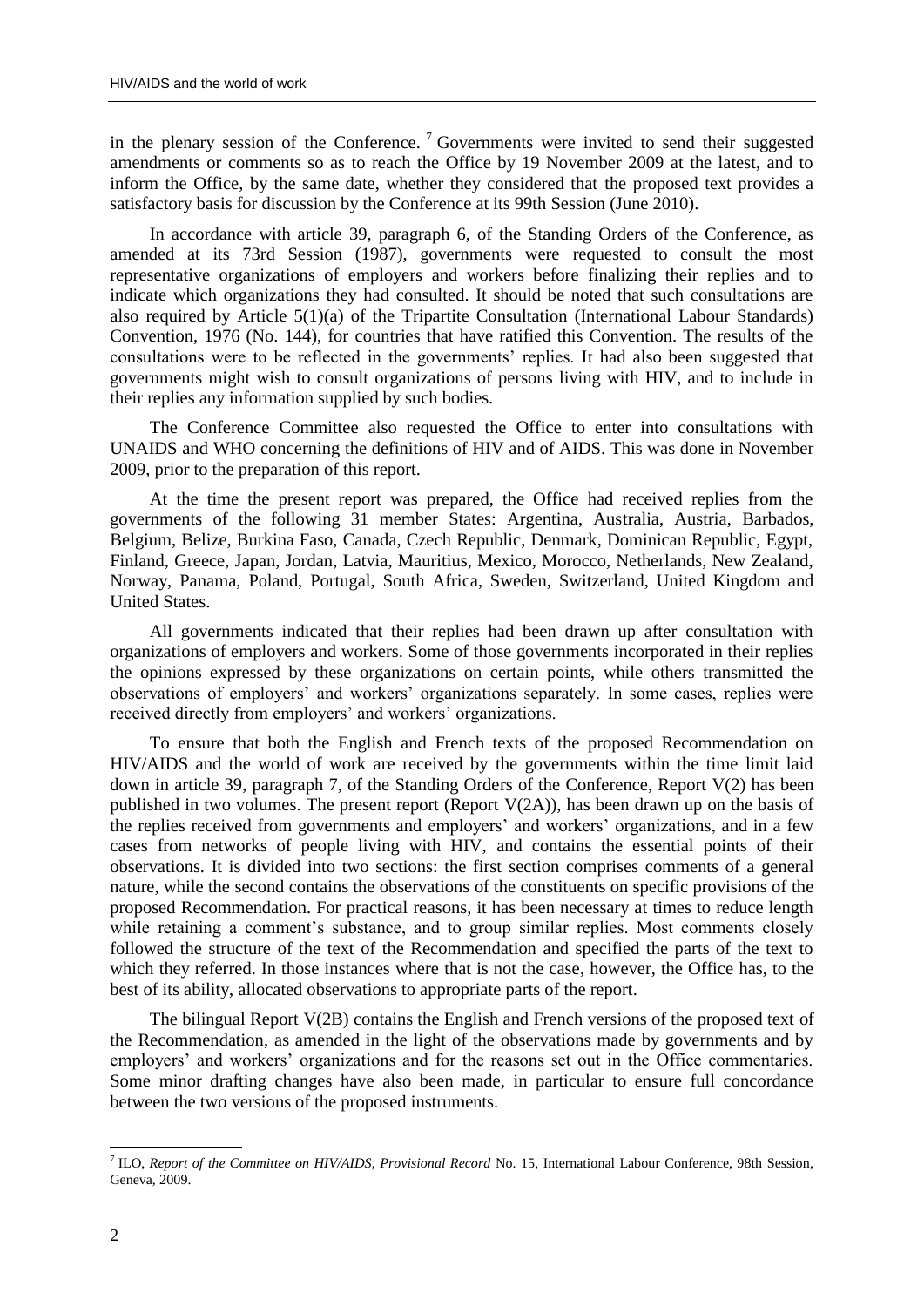in the plenary session of the Conference. [7] Governments were invited to send their suggested amendments or comments so as to reach the Office by 19 November 2009 at the latest, and to inform the Office, by the same date, whether they considered that the proposed text provides a satisfactory basis for discussion by the Conference at its 99th Session (June 2010).

In accordance with article 39, paragraph 6, of the Standing Orders of the Conference, as amended at its 73rd Session (1987), governments were requested to consult the most representative organizations of employers and workers before finalizing their replies and to indicate which organizations they had consulted. It should be noted that such consultations are also required by Article 5(1)(a) of the Tripartite Consultation (International Labour Standards) Convention, 1976 (No. 144), for countries that have ratified this Convention. The results of the consultations were to be reflected in the governments' replies. It had also been suggested that governments might wish to consult organizations of persons living with HIV, and to include in their replies any information supplied by such bodies.

The Conference Committee also requested the Office to enter into consultations with UNAIDS and WHO concerning the definitions of HIV and of AIDS. This was done in November 2009, prior to the preparation of this report.

At the time the present report was prepared, the Office had received replies from the governments of the following 31 member States: Argentina, Australia, Austria, Barbados, Belgium, Belize, Burkina Faso, Canada, Czech Republic, Denmark, Dominican Republic, Egypt, Finland, Greece, Japan, Jordan, Latvia, Mauritius, Mexico, Morocco, Netherlands, New Zealand, Norway, Panama, Poland, Portugal, South Africa, Sweden, Switzerland, United Kingdom and United States.

All governments indicated that their replies had been drawn up after consultation with organizations of employers and workers. Some of those governments incorporated in their replies the opinions expressed by these organizations on certain points, while others transmitted the observations of employers' and workers' organizations separately. In some cases, replies were received directly from employers' and workers' organizations.

To ensure that both the English and French texts of the proposed Recommendation on HIV/AIDS and the world of work are received by the governments within the time limit laid down in article 39, paragraph 7, of the Standing Orders of the Conference, Report V(2) has been published in two volumes. The present report (Report V(2A)), has been drawn up on the basis of the replies received from governments and employers' and workers' organizations, and in a few cases from networks of people living with HIV, and contains the essential points of their observations. It is divided into two sections: the first section comprises comments of a general nature, while the second contains the observations of the constituents on specific provisions of the proposed Recommendation. For practical reasons, it has been necessary at times to reduce length while retaining a comment's substance, and to group similar replies. Most comments closely followed the structure of the text of the Recommendation and specified the parts of the text to which they referred. In those instances where that is not the case, however, the Office has, to the best of its ability, allocated observations to appropriate parts of the report.

The bilingual Report V(2B) contains the English and French versions of the proposed text of the Recommendation, as amended in the light of the observations made by governments and by employers' and workers' organizations and for the reasons set out in the Office commentaries. Some minor drafting changes have also been made, in particular to ensure full concordance between the two versions of the proposed instruments.

---

[7] ILO, *Report of the Committee on HIV/AIDS, Provisional Record* No. 15, International Labour Conference, 98th Session, Geneva, 2009.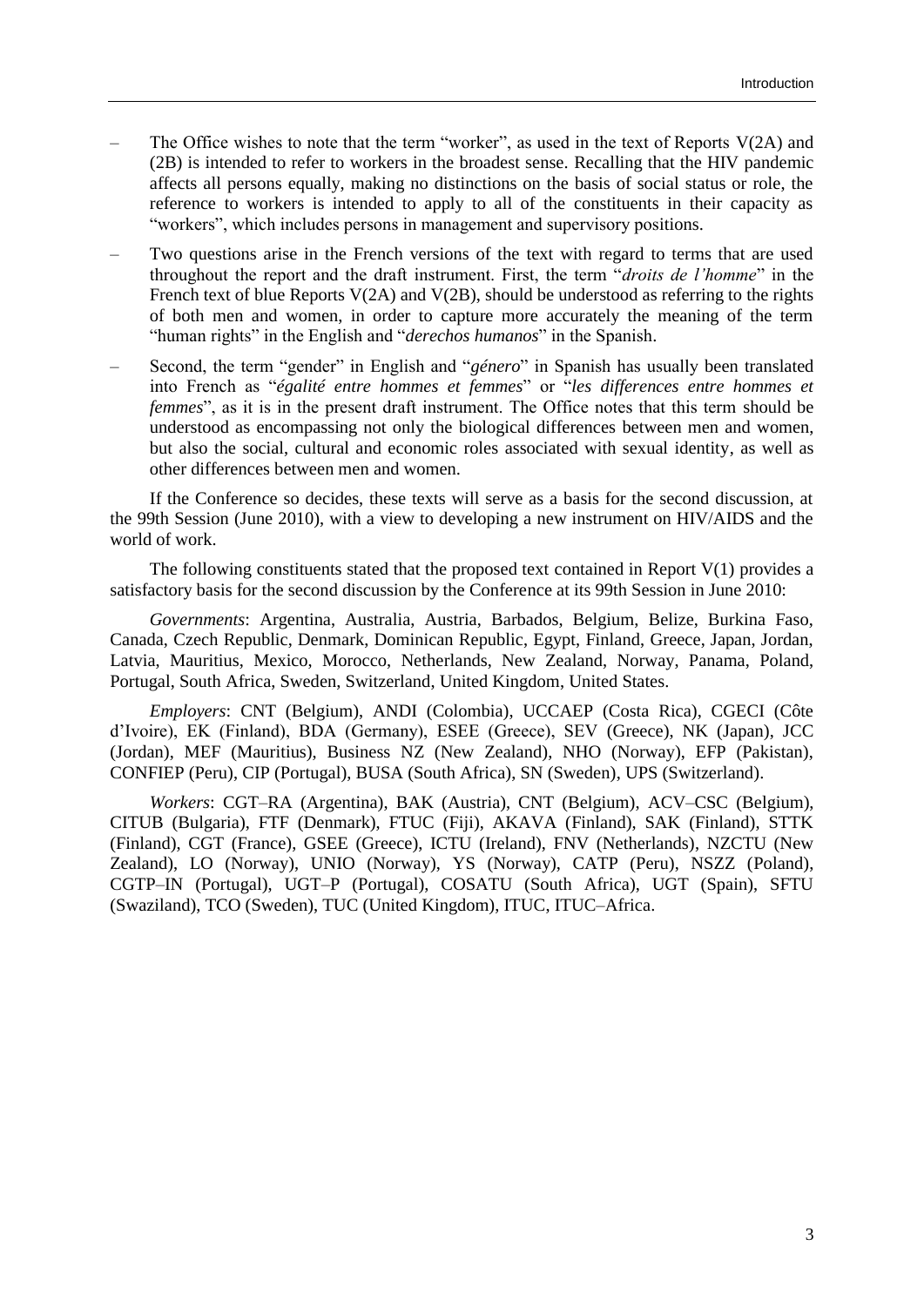- The Office wishes to note that the term "worker", as used in the text of Reports V(2A) and (2B) is intended to refer to workers in the broadest sense. Recalling that the HIV pandemic affects all persons equally, making no distinctions on the basis of social status or role, the reference to workers is intended to apply to all of the constituents in their capacity as "workers", which includes persons in management and supervisory positions.
- Two questions arise in the French versions of the text with regard to terms that are used throughout the report and the draft instrument. First, the term "*droits de l'homme*" in the French text of blue Reports V(2A) and V(2B), should be understood as referring to the rights of both men and women, in order to capture more accurately the meaning of the term "human rights" in the English and "*derechos humanos*" in the Spanish.
- Second, the term "gender" in English and "*género*" in Spanish has usually been translated into French as "*égalité entre hommes et femmes*" or "*les differences entre hommes et femmes*", as it is in the present draft instrument. The Office notes that this term should be understood as encompassing not only the biological differences between men and women, but also the social, cultural and economic roles associated with sexual identity, as well as other differences between men and women.

If the Conference so decides, these texts will serve as a basis for the second discussion, at the 99th Session (June 2010), with a view to developing a new instrument on HIV/AIDS and the world of work.

The following constituents stated that the proposed text contained in Report V(1) provides a satisfactory basis for the second discussion by the Conference at its 99th Session in June 2010:

*Governments*: Argentina, Australia, Austria, Barbados, Belgium, Belize, Burkina Faso, Canada, Czech Republic, Denmark, Dominican Republic, Egypt, Finland, Greece, Japan, Jordan, Latvia, Mauritius, Mexico, Morocco, Netherlands, New Zealand, Norway, Panama, Poland, Portugal, South Africa, Sweden, Switzerland, United Kingdom, United States.

*Employers*: CNT (Belgium), ANDI (Colombia), UCCAEP (Costa Rica), CGECI (Côte d'Ivoire), EK (Finland), BDA (Germany), ESEE (Greece), SEV (Greece), NK (Japan), JCC (Jordan), MEF (Mauritius), Business NZ (New Zealand), NHO (Norway), EFP (Pakistan), CONFIEP (Peru), CIP (Portugal), BUSA (South Africa), SN (Sweden), UPS (Switzerland).

*Workers*: CGT–RA (Argentina), BAK (Austria), CNT (Belgium), ACV–CSC (Belgium), CITUB (Bulgaria), FTF (Denmark), FTUC (Fiji), AKAVA (Finland), SAK (Finland), STTK (Finland), CGT (France), GSEE (Greece), ICTU (Ireland), FNV (Netherlands), NZCTU (New Zealand), LO (Norway), UNIO (Norway), YS (Norway), CATP (Peru), NSZZ (Poland), CGTP–IN (Portugal), UGT–P (Portugal), COSATU (South Africa), UGT (Spain), SFTU (Swaziland), TCO (Sweden), TUC (United Kingdom), ITUC, ITUC–Africa.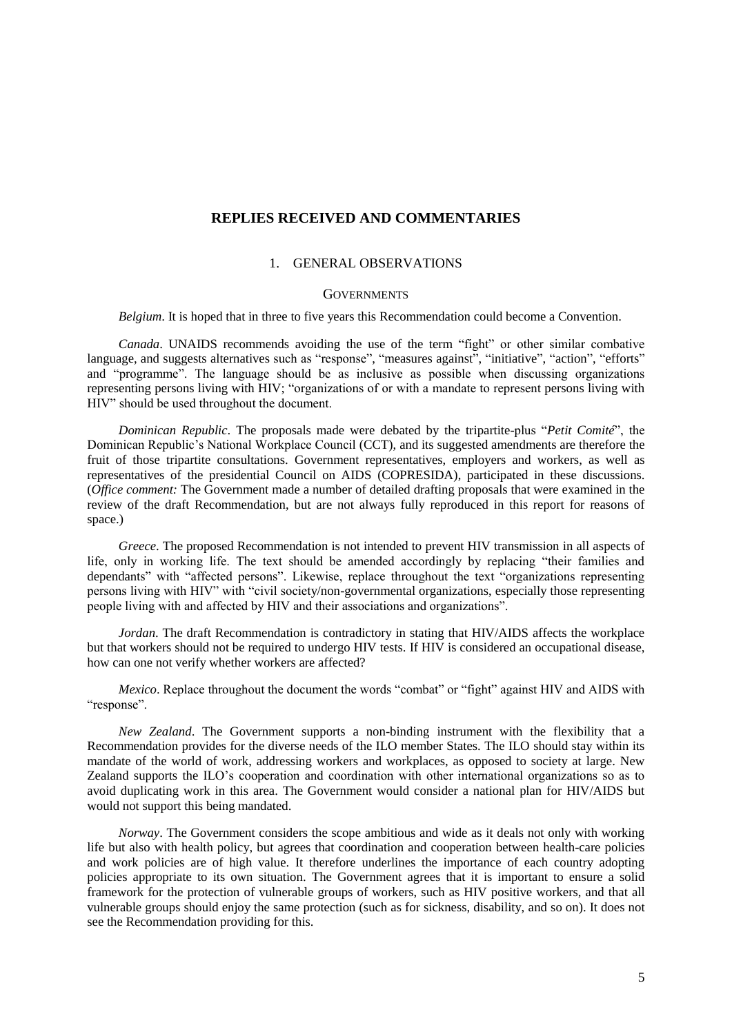# REPLIES RECEIVED AND COMMENTARIES

## 1. GENERAL OBSERVATIONS

### GOVERNMENTS

*Belgium*. It is hoped that in three to five years this Recommendation could become a Convention.

*Canada*. UNAIDS recommends avoiding the use of the term "fight" or other similar combative language, and suggests alternatives such as "response", "measures against", "initiative", "action", "efforts" and "programme". The language should be as inclusive as possible when discussing organizations representing persons living with HIV; "organizations of or with a mandate to represent persons living with HIV" should be used throughout the document.

*Dominican Republic*. The proposals made were debated by the tripartite-plus "*Petit Comité*", the Dominican Republic's National Workplace Council (CCT), and its suggested amendments are therefore the fruit of those tripartite consultations. Government representatives, employers and workers, as well as representatives of the presidential Council on AIDS (COPRESIDA), participated in these discussions. (*Office comment:* The Government made a number of detailed drafting proposals that were examined in the review of the draft Recommendation, but are not always fully reproduced in this report for reasons of space.)

*Greece*. The proposed Recommendation is not intended to prevent HIV transmission in all aspects of life, only in working life. The text should be amended accordingly by replacing "their families and dependants" with "affected persons". Likewise, replace throughout the text "organizations representing persons living with HIV" with "civil society/non-governmental organizations, especially those representing people living with and affected by HIV and their associations and organizations".

*Jordan*. The draft Recommendation is contradictory in stating that HIV/AIDS affects the workplace but that workers should not be required to undergo HIV tests. If HIV is considered an occupational disease, how can one not verify whether workers are affected?

*Mexico*. Replace throughout the document the words "combat" or "fight" against HIV and AIDS with "response".

*New Zealand*. The Government supports a non-binding instrument with the flexibility that a Recommendation provides for the diverse needs of the ILO member States. The ILO should stay within its mandate of the world of work, addressing workers and workplaces, as opposed to society at large. New Zealand supports the ILO's cooperation and coordination with other international organizations so as to avoid duplicating work in this area. The Government would consider a national plan for HIV/AIDS but would not support this being mandated.

*Norway*. The Government considers the scope ambitious and wide as it deals not only with working life but also with health policy, but agrees that coordination and cooperation between health-care policies and work policies are of high value. It therefore underlines the importance of each country adopting policies appropriate to its own situation. The Government agrees that it is important to ensure a solid framework for the protection of vulnerable groups of workers, such as HIV positive workers, and that all vulnerable groups should enjoy the same protection (such as for sickness, disability, and so on). It does not see the Recommendation providing for this.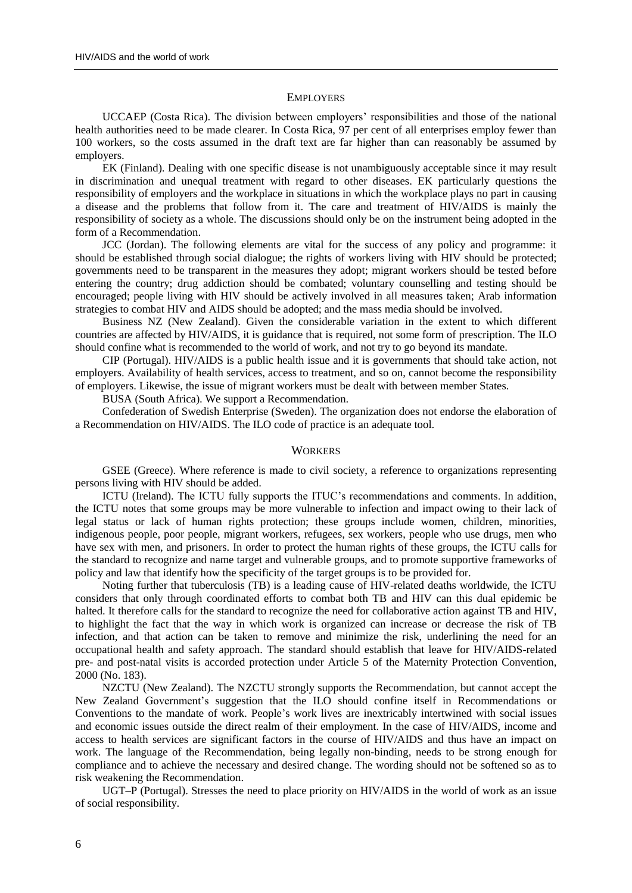## Employers

UCCAEP (Costa Rica). The division between employers' responsibilities and those of the national health authorities need to be made clearer. In Costa Rica, 97 per cent of all enterprises employ fewer than 100 workers, so the costs assumed in the draft text are far higher than can reasonably be assumed by employers.

EK (Finland). Dealing with one specific disease is not unambiguously acceptable since it may result in discrimination and unequal treatment with regard to other diseases. EK particularly questions the responsibility of employers and the workplace in situations in which the workplace plays no part in causing a disease and the problems that follow from it. The care and treatment of HIV/AIDS is mainly the responsibility of society as a whole. The discussions should only be on the instrument being adopted in the form of a Recommendation.

JCC (Jordan). The following elements are vital for the success of any policy and programme: it should be established through social dialogue; the rights of workers living with HIV should be protected; governments need to be transparent in the measures they adopt; migrant workers should be tested before entering the country; drug addiction should be combated; voluntary counselling and testing should be encouraged; people living with HIV should be actively involved in all measures taken; Arab information strategies to combat HIV and AIDS should be adopted; and the mass media should be involved.

Business NZ (New Zealand). Given the considerable variation in the extent to which different countries are affected by HIV/AIDS, it is guidance that is required, not some form of prescription. The ILO should confine what is recommended to the world of work, and not try to go beyond its mandate.

CIP (Portugal). HIV/AIDS is a public health issue and it is governments that should take action, not employers. Availability of health services, access to treatment, and so on, cannot become the responsibility of employers. Likewise, the issue of migrant workers must be dealt with between member States.

BUSA (South Africa). We support a Recommendation.

Confederation of Swedish Enterprise (Sweden). The organization does not endorse the elaboration of a Recommendation on HIV/AIDS. The ILO code of practice is an adequate tool.

## Workers

GSEE (Greece). Where reference is made to civil society, a reference to organizations representing persons living with HIV should be added.

ICTU (Ireland). The ICTU fully supports the ITUC's recommendations and comments. In addition, the ICTU notes that some groups may be more vulnerable to infection and impact owing to their lack of legal status or lack of human rights protection; these groups include women, children, minorities, indigenous people, poor people, migrant workers, refugees, sex workers, people who use drugs, men who have sex with men, and prisoners. In order to protect the human rights of these groups, the ICTU calls for the standard to recognize and name target and vulnerable groups, and to promote supportive frameworks of policy and law that identify how the specificity of the target groups is to be provided for.

Noting further that tuberculosis (TB) is a leading cause of HIV-related deaths worldwide, the ICTU considers that only through coordinated efforts to combat both TB and HIV can this dual epidemic be halted. It therefore calls for the standard to recognize the need for collaborative action against TB and HIV, to highlight the fact that the way in which work is organized can increase or decrease the risk of TB infection, and that action can be taken to remove and minimize the risk, underlining the need for an occupational health and safety approach. The standard should establish that leave for HIV/AIDS-related pre- and post-natal visits is accorded protection under Article 5 of the Maternity Protection Convention, 2000 (No. 183).

NZCTU (New Zealand). The NZCTU strongly supports the Recommendation, but cannot accept the New Zealand Government's suggestion that the ILO should confine itself in Recommendations or Conventions to the mandate of work. People's work lives are inextricably intertwined with social issues and economic issues outside the direct realm of their employment. In the case of HIV/AIDS, income and access to health services are significant factors in the course of HIV/AIDS and thus have an impact on work. The language of the Recommendation, being legally non-binding, needs to be strong enough for compliance and to achieve the necessary and desired change. The wording should not be softened so as to risk weakening the Recommendation.

UGT–P (Portugal). Stresses the need to place priority on HIV/AIDS in the world of work as an issue of social responsibility.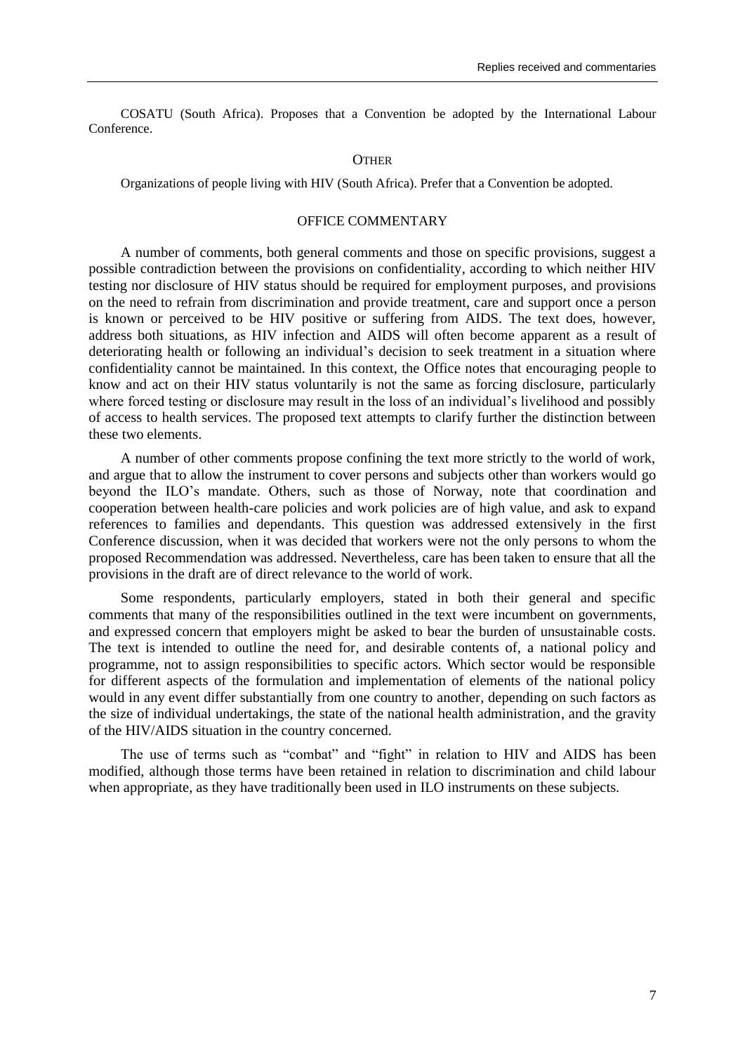COSATU (South Africa). Proposes that a Convention be adopted by the International Labour Conference.

### OTHER

Organizations of people living with HIV (South Africa). Prefer that a Convention be adopted.

### OFFICE COMMENTARY

A number of comments, both general comments and those on specific provisions, suggest a possible contradiction between the provisions on confidentiality, according to which neither HIV testing nor disclosure of HIV status should be required for employment purposes, and provisions on the need to refrain from discrimination and provide treatment, care and support once a person is known or perceived to be HIV positive or suffering from AIDS. The text does, however, address both situations, as HIV infection and AIDS will often become apparent as a result of deteriorating health or following an individual's decision to seek treatment in a situation where confidentiality cannot be maintained. In this context, the Office notes that encouraging people to know and act on their HIV status voluntarily is not the same as forcing disclosure, particularly where forced testing or disclosure may result in the loss of an individual's livelihood and possibly of access to health services. The proposed text attempts to clarify further the distinction between these two elements.

A number of other comments propose confining the text more strictly to the world of work, and argue that to allow the instrument to cover persons and subjects other than workers would go beyond the ILO's mandate. Others, such as those of Norway, note that coordination and cooperation between health-care policies and work policies are of high value, and ask to expand references to families and dependants. This question was addressed extensively in the first Conference discussion, when it was decided that workers were not the only persons to whom the proposed Recommendation was addressed. Nevertheless, care has been taken to ensure that all the provisions in the draft are of direct relevance to the world of work.

Some respondents, particularly employers, stated in both their general and specific comments that many of the responsibilities outlined in the text were incumbent on governments, and expressed concern that employers might be asked to bear the burden of unsustainable costs. The text is intended to outline the need for, and desirable contents of, a national policy and programme, not to assign responsibilities to specific actors. Which sector would be responsible for different aspects of the formulation and implementation of elements of the national policy would in any event differ substantially from one country to another, depending on such factors as the size of individual undertakings, the state of the national health administration, and the gravity of the HIV/AIDS situation in the country concerned.

The use of terms such as "combat" and "fight" in relation to HIV and AIDS has been modified, although those terms have been retained in relation to discrimination and child labour when appropriate, as they have traditionally been used in ILO instruments on these subjects.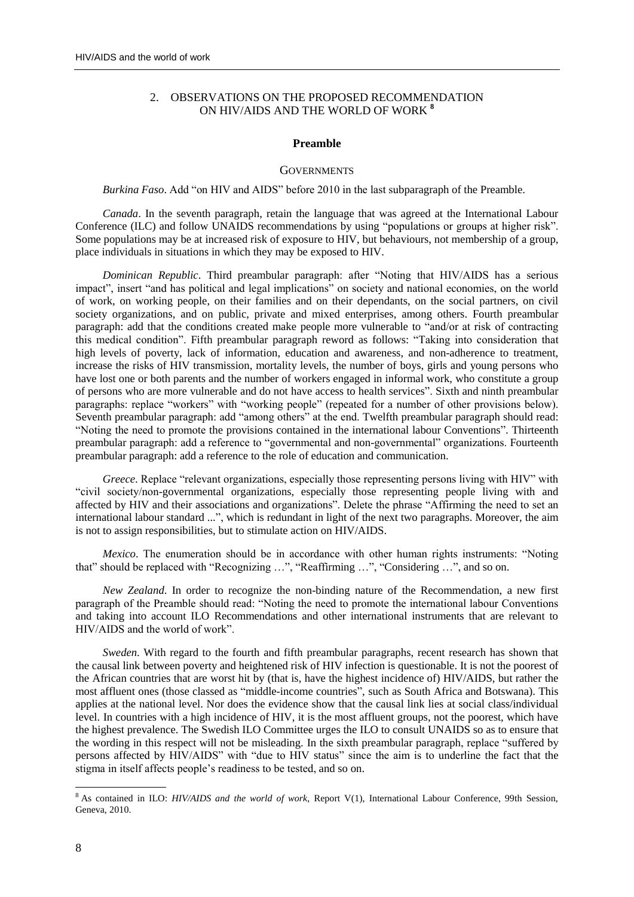## 2. OBSERVATIONS ON THE PROPOSED RECOMMENDATION ON HIV/AIDS AND THE WORLD OF WORK [8]

### Preamble

#### GOVERNMENTS

*Burkina Faso*. Add "on HIV and AIDS" before 2010 in the last subparagraph of the Preamble.

*Canada*. In the seventh paragraph, retain the language that was agreed at the International Labour Conference (ILC) and follow UNAIDS recommendations by using "populations or groups at higher risk". Some populations may be at increased risk of exposure to HIV, but behaviours, not membership of a group, place individuals in situations in which they may be exposed to HIV.

*Dominican Republic*. Third preambular paragraph: after "Noting that HIV/AIDS has a serious impact", insert "and has political and legal implications" on society and national economies, on the world of work, on working people, on their families and on their dependants, on the social partners, on civil society organizations, and on public, private and mixed enterprises, among others. Fourth preambular paragraph: add that the conditions created make people more vulnerable to "and/or at risk of contracting this medical condition". Fifth preambular paragraph reword as follows: "Taking into consideration that high levels of poverty, lack of information, education and awareness, and non-adherence to treatment, increase the risks of HIV transmission, mortality levels, the number of boys, girls and young persons who have lost one or both parents and the number of workers engaged in informal work, who constitute a group of persons who are more vulnerable and do not have access to health services". Sixth and ninth preambular paragraphs: replace "workers" with "working people" (repeated for a number of other provisions below). Seventh preambular paragraph: add "among others" at the end. Twelfth preambular paragraph should read: "Noting the need to promote the provisions contained in the international labour Conventions". Thirteenth preambular paragraph: add a reference to "governmental and non-governmental" organizations. Fourteenth preambular paragraph: add a reference to the role of education and communication.

*Greece*. Replace "relevant organizations, especially those representing persons living with HIV" with "civil society/non-governmental organizations, especially those representing people living with and affected by HIV and their associations and organizations". Delete the phrase "Affirming the need to set an international labour standard ...", which is redundant in light of the next two paragraphs. Moreover, the aim is not to assign responsibilities, but to stimulate action on HIV/AIDS.

*Mexico*. The enumeration should be in accordance with other human rights instruments: "Noting that" should be replaced with "Recognizing …", "Reaffirming …", "Considering …", and so on.

*New Zealand*. In order to recognize the non-binding nature of the Recommendation, a new first paragraph of the Preamble should read: "Noting the need to promote the international labour Conventions and taking into account ILO Recommendations and other international instruments that are relevant to HIV/AIDS and the world of work".

*Sweden*. With regard to the fourth and fifth preambular paragraphs, recent research has shown that the causal link between poverty and heightened risk of HIV infection is questionable. It is not the poorest of the African countries that are worst hit by (that is, have the highest incidence of) HIV/AIDS, but rather the most affluent ones (those classed as "middle-income countries", such as South Africa and Botswana). This applies at the national level. Nor does the evidence show that the causal link lies at social class/individual level. In countries with a high incidence of HIV, it is the most affluent groups, not the poorest, which have the highest prevalence. The Swedish ILO Committee urges the ILO to consult UNAIDS so as to ensure that the wording in this respect will not be misleading. In the sixth preambular paragraph, replace "suffered by persons affected by HIV/AIDS" with "due to HIV status" since the aim is to underline the fact that the stigma in itself affects people's readiness to be tested, and so on.

---

[8] As contained in ILO: *HIV/AIDS and the world of work*, Report V(1), International Labour Conference, 99th Session, Geneva, 2010.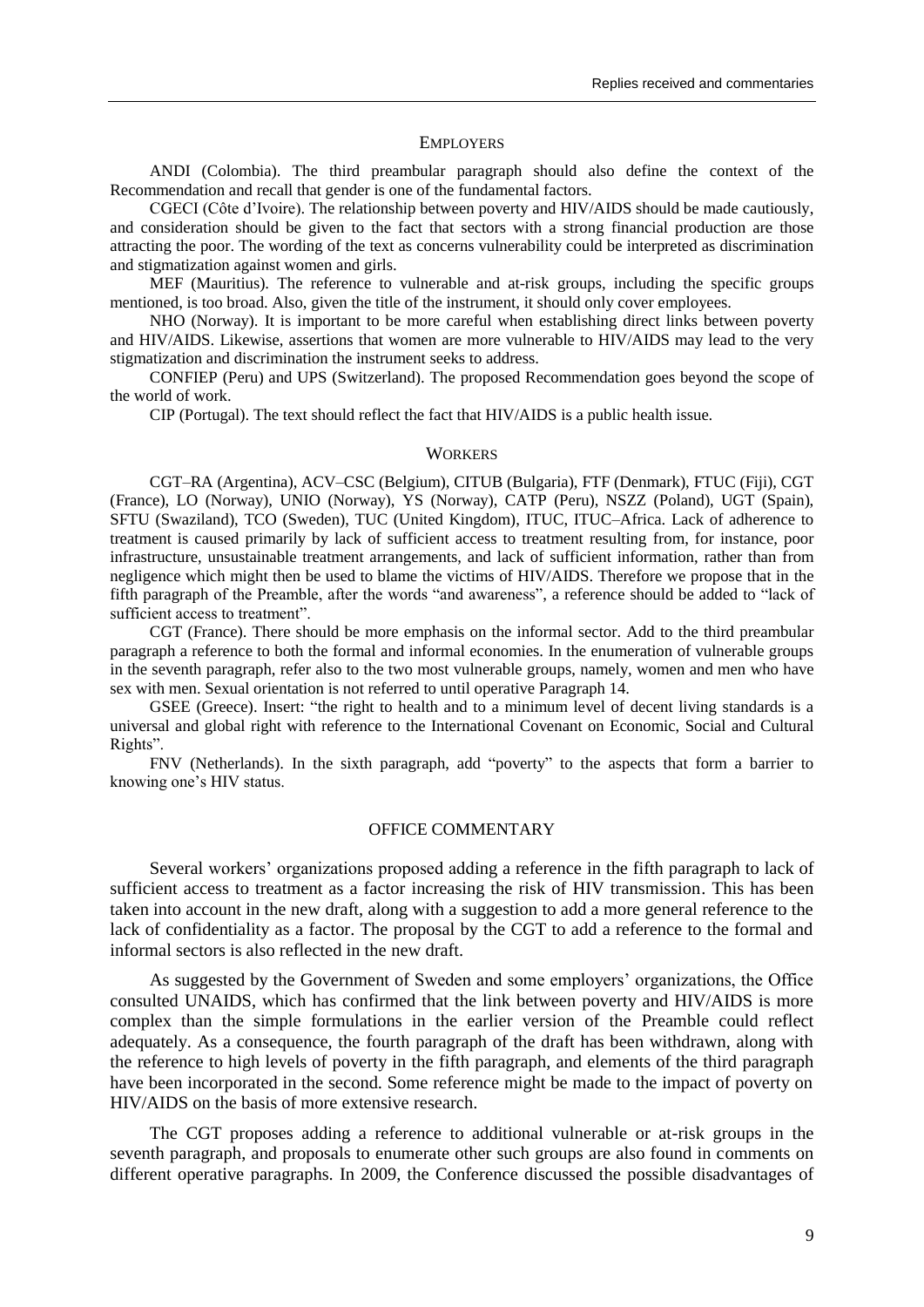#### Employers

ANDI (Colombia). The third preambular paragraph should also define the context of the Recommendation and recall that gender is one of the fundamental factors.

CGECI (Côte d'Ivoire). The relationship between poverty and HIV/AIDS should be made cautiously, and consideration should be given to the fact that sectors with a strong financial production are those attracting the poor. The wording of the text as concerns vulnerability could be interpreted as discrimination and stigmatization against women and girls.

MEF (Mauritius). The reference to vulnerable and at-risk groups, including the specific groups mentioned, is too broad. Also, given the title of the instrument, it should only cover employees.

NHO (Norway). It is important to be more careful when establishing direct links between poverty and HIV/AIDS. Likewise, assertions that women are more vulnerable to HIV/AIDS may lead to the very stigmatization and discrimination the instrument seeks to address.

CONFIEP (Peru) and UPS (Switzerland). The proposed Recommendation goes beyond the scope of the world of work.

CIP (Portugal). The text should reflect the fact that HIV/AIDS is a public health issue.

#### Workers

CGT–RA (Argentina), ACV–CSC (Belgium), CITUB (Bulgaria), FTF (Denmark), FTUC (Fiji), CGT (France), LO (Norway), UNIO (Norway), YS (Norway), CATP (Peru), NSZZ (Poland), UGT (Spain), SFTU (Swaziland), TCO (Sweden), TUC (United Kingdom), ITUC, ITUC–Africa. Lack of adherence to treatment is caused primarily by lack of sufficient access to treatment resulting from, for instance, poor infrastructure, unsustainable treatment arrangements, and lack of sufficient information, rather than from negligence which might then be used to blame the victims of HIV/AIDS. Therefore we propose that in the fifth paragraph of the Preamble, after the words "and awareness", a reference should be added to "lack of sufficient access to treatment".

CGT (France). There should be more emphasis on the informal sector. Add to the third preambular paragraph a reference to both the formal and informal economies. In the enumeration of vulnerable groups in the seventh paragraph, refer also to the two most vulnerable groups, namely, women and men who have sex with men. Sexual orientation is not referred to until operative Paragraph 14.

GSEE (Greece). Insert: "the right to health and to a minimum level of decent living standards is a universal and global right with reference to the International Covenant on Economic, Social and Cultural Rights".

FNV (Netherlands). In the sixth paragraph, add "poverty" to the aspects that form a barrier to knowing one's HIV status.

### Office commentary

Several workers' organizations proposed adding a reference in the fifth paragraph to lack of sufficient access to treatment as a factor increasing the risk of HIV transmission. This has been taken into account in the new draft, along with a suggestion to add a more general reference to the lack of confidentiality as a factor. The proposal by the CGT to add a reference to the formal and informal sectors is also reflected in the new draft.

As suggested by the Government of Sweden and some employers' organizations, the Office consulted UNAIDS, which has confirmed that the link between poverty and HIV/AIDS is more complex than the simple formulations in the earlier version of the Preamble could reflect adequately. As a consequence, the fourth paragraph of the draft has been withdrawn, along with the reference to high levels of poverty in the fifth paragraph, and elements of the third paragraph have been incorporated in the second. Some reference might be made to the impact of poverty on HIV/AIDS on the basis of more extensive research.

The CGT proposes adding a reference to additional vulnerable or at-risk groups in the seventh paragraph, and proposals to enumerate other such groups are also found in comments on different operative paragraphs. In 2009, the Conference discussed the possible disadvantages of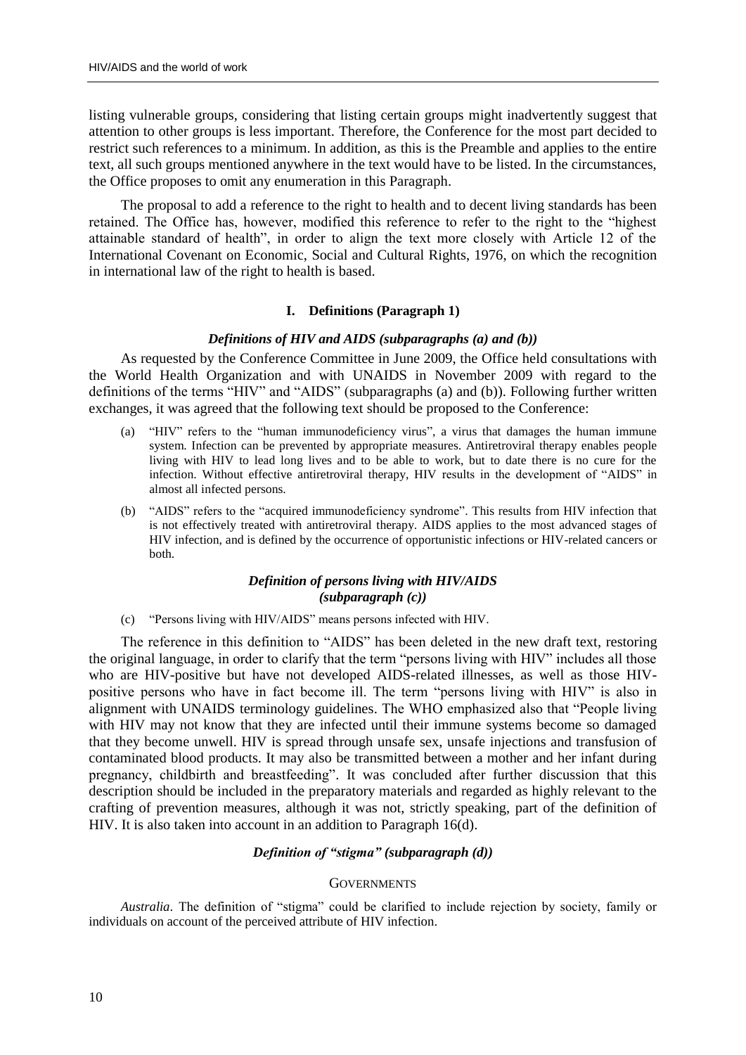listing vulnerable groups, considering that listing certain groups might inadvertently suggest that attention to other groups is less important. Therefore, the Conference for the most part decided to restrict such references to a minimum. In addition, as this is the Preamble and applies to the entire text, all such groups mentioned anywhere in the text would have to be listed. In the circumstances, the Office proposes to omit any enumeration in this Paragraph.

The proposal to add a reference to the right to health and to decent living standards has been retained. The Office has, however, modified this reference to refer to the right to the "highest attainable standard of health", in order to align the text more closely with Article 12 of the International Covenant on Economic, Social and Cultural Rights, 1976, on which the recognition in international law of the right to health is based.

### I. Definitions (Paragraph 1)

#### *Definitions of HIV and AIDS (subparagraphs (a) and (b))*

As requested by the Conference Committee in June 2009, the Office held consultations with the World Health Organization and with UNAIDS in November 2009 with regard to the definitions of the terms "HIV" and "AIDS" (subparagraphs (a) and (b)). Following further written exchanges, it was agreed that the following text should be proposed to the Conference:

(a) "HIV" refers to the "human immunodeficiency virus", a virus that damages the human immune system. Infection can be prevented by appropriate measures. Antiretroviral therapy enables people living with HIV to lead long lives and to be able to work, but to date there is no cure for the infection. Without effective antiretroviral therapy, HIV results in the development of "AIDS" in almost all infected persons.

(b) "AIDS" refers to the "acquired immunodeficiency syndrome". This results from HIV infection that is not effectively treated with antiretroviral therapy. AIDS applies to the most advanced stages of HIV infection, and is defined by the occurrence of opportunistic infections or HIV-related cancers or both.

#### *Definition of persons living with HIV/AIDS (subparagraph (c))*

(c) "Persons living with HIV/AIDS" means persons infected with HIV.

The reference in this definition to "AIDS" has been deleted in the new draft text, restoring the original language, in order to clarify that the term "persons living with HIV" includes all those who are HIV-positive but have not developed AIDS-related illnesses, as well as those HIV-positive persons who have in fact become ill. The term "persons living with HIV" is also in alignment with UNAIDS terminology guidelines. The WHO emphasized also that "People living with HIV may not know that they are infected until their immune systems become so damaged that they become unwell. HIV is spread through unsafe sex, unsafe injections and transfusion of contaminated blood products. It may also be transmitted between a mother and her infant during pregnancy, childbirth and breastfeeding". It was concluded after further discussion that this description should be included in the preparatory materials and regarded as highly relevant to the crafting of prevention measures, although it was not, strictly speaking, part of the definition of HIV. It is also taken into account in an addition to Paragraph 16(d).

#### *Definition of "stigma" (subparagraph (d))*

GOVERNMENTS

*Australia*. The definition of "stigma" could be clarified to include rejection by society, family or individuals on account of the perceived attribute of HIV infection.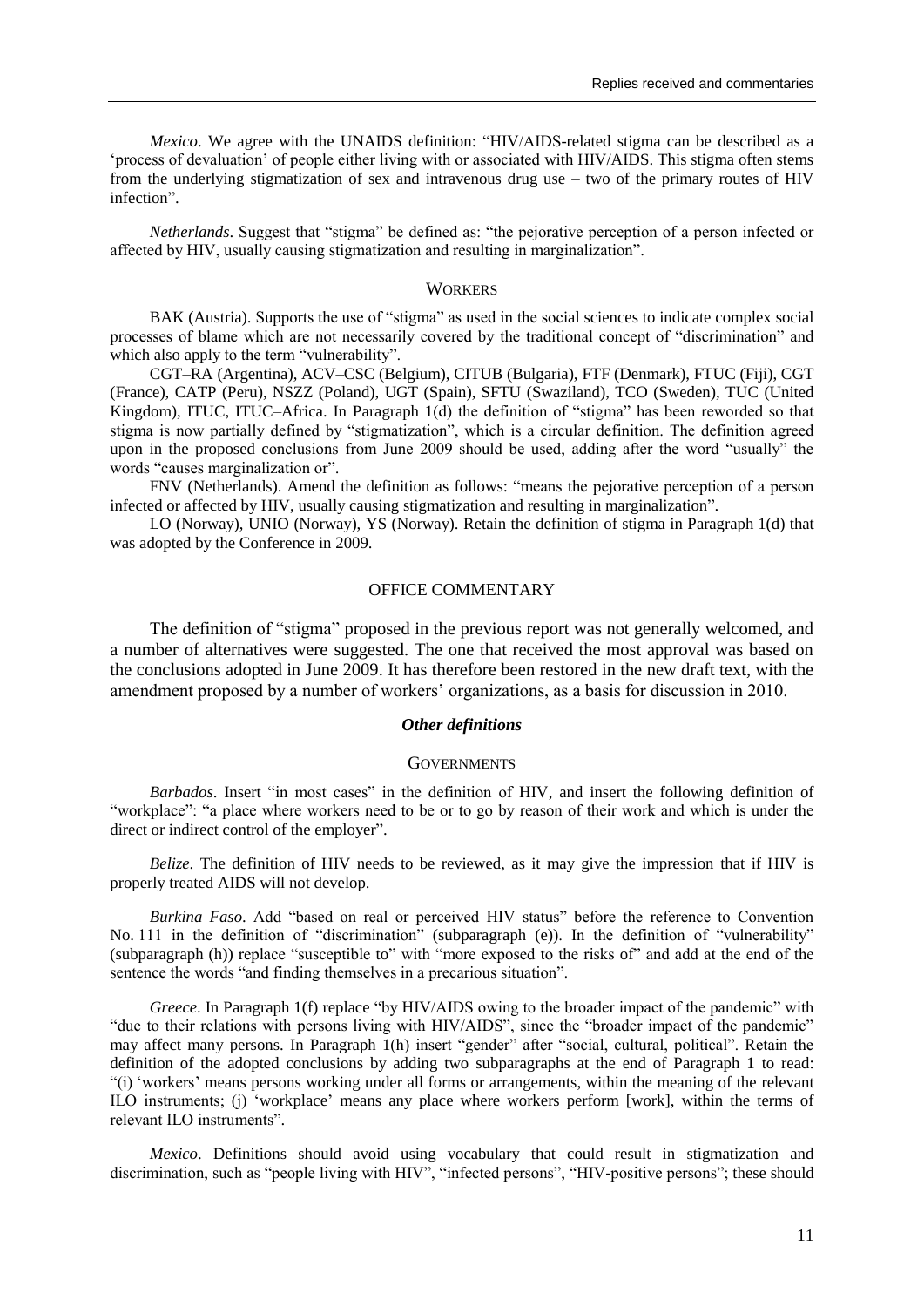*Mexico*. We agree with the UNAIDS definition: "HIV/AIDS-related stigma can be described as a 'process of devaluation' of people either living with or associated with HIV/AIDS. This stigma often stems from the underlying stigmatization of sex and intravenous drug use – two of the primary routes of HIV infection".

*Netherlands*. Suggest that "stigma" be defined as: "the pejorative perception of a person infected or affected by HIV, usually causing stigmatization and resulting in marginalization".

#### WORKERS

BAK (Austria). Supports the use of "stigma" as used in the social sciences to indicate complex social processes of blame which are not necessarily covered by the traditional concept of "discrimination" and which also apply to the term "vulnerability".

CGT–RA (Argentina), ACV–CSC (Belgium), CITUB (Bulgaria), FTF (Denmark), FTUC (Fiji), CGT (France), CATP (Peru), NSZZ (Poland), UGT (Spain), SFTU (Swaziland), TCO (Sweden), TUC (United Kingdom), ITUC, ITUC–Africa. In Paragraph 1(d) the definition of "stigma" has been reworded so that stigma is now partially defined by "stigmatization", which is a circular definition. The definition agreed upon in the proposed conclusions from June 2009 should be used, adding after the word "usually" the words "causes marginalization or".

FNV (Netherlands). Amend the definition as follows: "means the pejorative perception of a person infected or affected by HIV, usually causing stigmatization and resulting in marginalization".

LO (Norway), UNIO (Norway), YS (Norway). Retain the definition of stigma in Paragraph 1(d) that was adopted by the Conference in 2009.

### OFFICE COMMENTARY

The definition of "stigma" proposed in the previous report was not generally welcomed, and a number of alternatives were suggested. The one that received the most approval was based on the conclusions adopted in June 2009. It has therefore been restored in the new draft text, with the amendment proposed by a number of workers' organizations, as a basis for discussion in 2010.

### *Other definitions*

#### GOVERNMENTS

*Barbados*. Insert "in most cases" in the definition of HIV, and insert the following definition of "workplace": "a place where workers need to be or to go by reason of their work and which is under the direct or indirect control of the employer".

*Belize*. The definition of HIV needs to be reviewed, as it may give the impression that if HIV is properly treated AIDS will not develop.

*Burkina Faso*. Add "based on real or perceived HIV status" before the reference to Convention No. 111 in the definition of "discrimination" (subparagraph (e)). In the definition of "vulnerability" (subparagraph (h)) replace "susceptible to" with "more exposed to the risks of" and add at the end of the sentence the words "and finding themselves in a precarious situation".

*Greece*. In Paragraph 1(f) replace "by HIV/AIDS owing to the broader impact of the pandemic" with "due to their relations with persons living with HIV/AIDS", since the "broader impact of the pandemic" may affect many persons. In Paragraph 1(h) insert "gender" after "social, cultural, political". Retain the definition of the adopted conclusions by adding two subparagraphs at the end of Paragraph 1 to read: "(i) 'workers' means persons working under all forms or arrangements, within the meaning of the relevant ILO instruments; (j) 'workplace' means any place where workers perform [work], within the terms of relevant ILO instruments".

*Mexico*. Definitions should avoid using vocabulary that could result in stigmatization and discrimination, such as "people living with HIV", "infected persons", "HIV-positive persons"; these should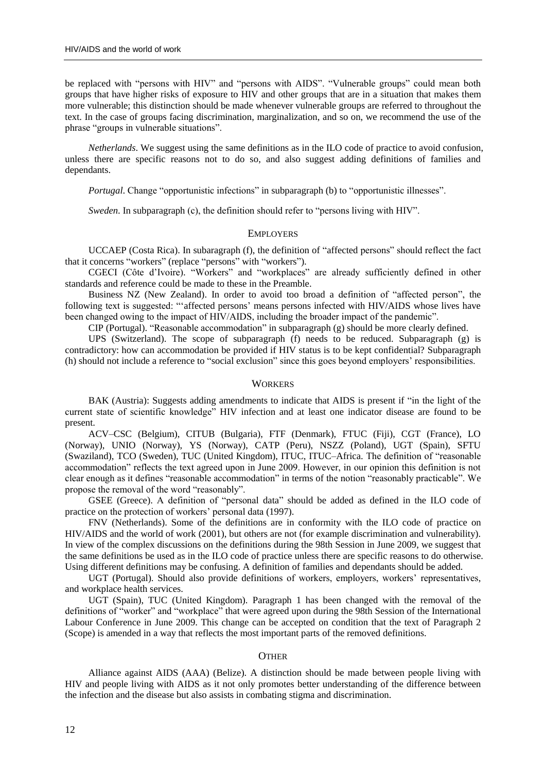be replaced with "persons with HIV" and "persons with AIDS". "Vulnerable groups" could mean both groups that have higher risks of exposure to HIV and other groups that are in a situation that makes them more vulnerable; this distinction should be made whenever vulnerable groups are referred to throughout the text. In the case of groups facing discrimination, marginalization, and so on, we recommend the use of the phrase "groups in vulnerable situations".

*Netherlands*. We suggest using the same definitions as in the ILO code of practice to avoid confusion, unless there are specific reasons not to do so, and also suggest adding definitions of families and dependants.

*Portugal*. Change "opportunistic infections" in subparagraph (b) to "opportunistic illnesses".

*Sweden*. In subparagraph (c), the definition should refer to "persons living with HIV".

### EMPLOYERS

UCCAEP (Costa Rica). In subaragraph (f), the definition of "affected persons" should reflect the fact that it concerns "workers" (replace "persons" with "workers").

CGECI (Côte d'Ivoire). "Workers" and "workplaces" are already sufficiently defined in other standards and reference could be made to these in the Preamble.

Business NZ (New Zealand). In order to avoid too broad a definition of "affected person", the following text is suggested: "'affected persons' means persons infected with HIV/AIDS whose lives have been changed owing to the impact of HIV/AIDS, including the broader impact of the pandemic".

CIP (Portugal). "Reasonable accommodation" in subparagraph (g) should be more clearly defined.

UPS (Switzerland). The scope of subparagraph (f) needs to be reduced. Subparagraph (g) is contradictory: how can accommodation be provided if HIV status is to be kept confidential? Subparagraph (h) should not include a reference to "social exclusion" since this goes beyond employers' responsibilities.

### WORKERS

BAK (Austria): Suggests adding amendments to indicate that AIDS is present if "in the light of the current state of scientific knowledge" HIV infection and at least one indicator disease are found to be present.

ACV–CSC (Belgium), CITUB (Bulgaria), FTF (Denmark), FTUC (Fiji), CGT (France), LO (Norway), UNIO (Norway), YS (Norway), CATP (Peru), NSZZ (Poland), UGT (Spain), SFTU (Swaziland), TCO (Sweden), TUC (United Kingdom), ITUC, ITUC–Africa. The definition of "reasonable accommodation" reflects the text agreed upon in June 2009. However, in our opinion this definition is not clear enough as it defines "reasonable accommodation" in terms of the notion "reasonably practicable". We propose the removal of the word "reasonably".

GSEE (Greece). A definition of "personal data" should be added as defined in the ILO code of practice on the protection of workers' personal data (1997).

FNV (Netherlands). Some of the definitions are in conformity with the ILO code of practice on HIV/AIDS and the world of work (2001), but others are not (for example discrimination and vulnerability). In view of the complex discussions on the definitions during the 98th Session in June 2009, we suggest that the same definitions be used as in the ILO code of practice unless there are specific reasons to do otherwise. Using different definitions may be confusing. A definition of families and dependants should be added.

UGT (Portugal). Should also provide definitions of workers, employers, workers' representatives, and workplace health services.

UGT (Spain), TUC (United Kingdom). Paragraph 1 has been changed with the removal of the definitions of "worker" and "workplace" that were agreed upon during the 98th Session of the International Labour Conference in June 2009. This change can be accepted on condition that the text of Paragraph 2 (Scope) is amended in a way that reflects the most important parts of the removed definitions.

### OTHER

Alliance against AIDS (AAA) (Belize). A distinction should be made between people living with HIV and people living with AIDS as it not only promotes better understanding of the difference between the infection and the disease but also assists in combating stigma and discrimination.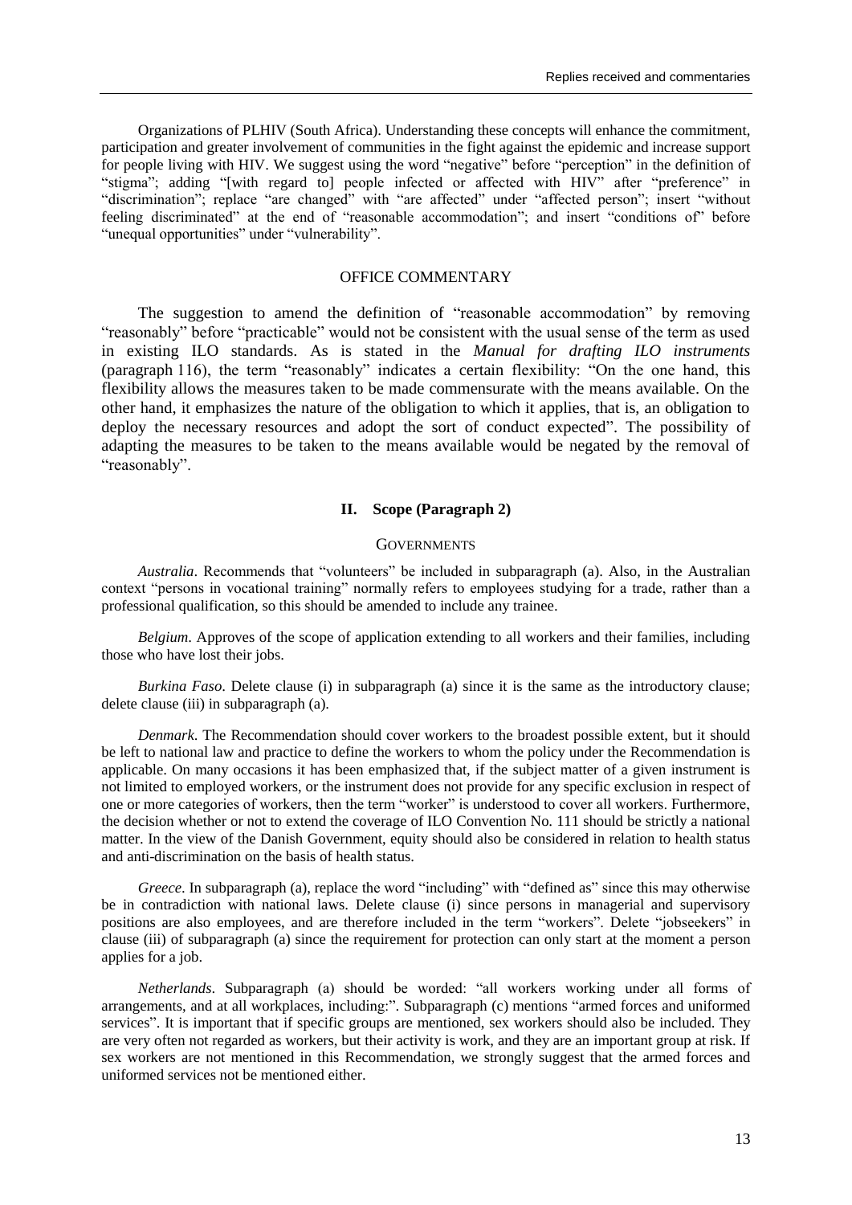Organizations of PLHIV (South Africa). Understanding these concepts will enhance the commitment, participation and greater involvement of communities in the fight against the epidemic and increase support for people living with HIV. We suggest using the word "negative" before "perception" in the definition of "stigma"; adding "[with regard to] people infected or affected with HIV" after "preference" in "discrimination"; replace "are changed" with "are affected" under "affected person"; insert "without feeling discriminated" at the end of "reasonable accommodation"; and insert "conditions of" before "unequal opportunities" under "vulnerability".

## OFFICE COMMENTARY

The suggestion to amend the definition of "reasonable accommodation" by removing "reasonably" before "practicable" would not be consistent with the usual sense of the term as used in existing ILO standards. As is stated in the *Manual for drafting ILO instruments* (paragraph 116), the term "reasonably" indicates a certain flexibility: "On the one hand, this flexibility allows the measures taken to be made commensurate with the means available. On the other hand, it emphasizes the nature of the obligation to which it applies, that is, an obligation to deploy the necessary resources and adopt the sort of conduct expected". The possibility of adapting the measures to be taken to the means available would be negated by the removal of "reasonably".

## II. Scope (Paragraph 2)

### GOVERNMENTS

*Australia*. Recommends that "volunteers" be included in subparagraph (a). Also, in the Australian context "persons in vocational training" normally refers to employees studying for a trade, rather than a professional qualification, so this should be amended to include any trainee.

*Belgium*. Approves of the scope of application extending to all workers and their families, including those who have lost their jobs.

*Burkina Faso*. Delete clause (i) in subparagraph (a) since it is the same as the introductory clause; delete clause (iii) in subparagraph (a).

*Denmark*. The Recommendation should cover workers to the broadest possible extent, but it should be left to national law and practice to define the workers to whom the policy under the Recommendation is applicable. On many occasions it has been emphasized that, if the subject matter of a given instrument is not limited to employed workers, or the instrument does not provide for any specific exclusion in respect of one or more categories of workers, then the term "worker" is understood to cover all workers. Furthermore, the decision whether or not to extend the coverage of ILO Convention No. 111 should be strictly a national matter. In the view of the Danish Government, equity should also be considered in relation to health status and anti-discrimination on the basis of health status.

*Greece*. In subparagraph (a), replace the word "including" with "defined as" since this may otherwise be in contradiction with national laws. Delete clause (i) since persons in managerial and supervisory positions are also employees, and are therefore included in the term "workers". Delete "jobseekers" in clause (iii) of subparagraph (a) since the requirement for protection can only start at the moment a person applies for a job.

*Netherlands*. Subparagraph (a) should be worded: "all workers working under all forms of arrangements, and at all workplaces, including:". Subparagraph (c) mentions "armed forces and uniformed services". It is important that if specific groups are mentioned, sex workers should also be included. They are very often not regarded as workers, but their activity is work, and they are an important group at risk. If sex workers are not mentioned in this Recommendation, we strongly suggest that the armed forces and uniformed services not be mentioned either.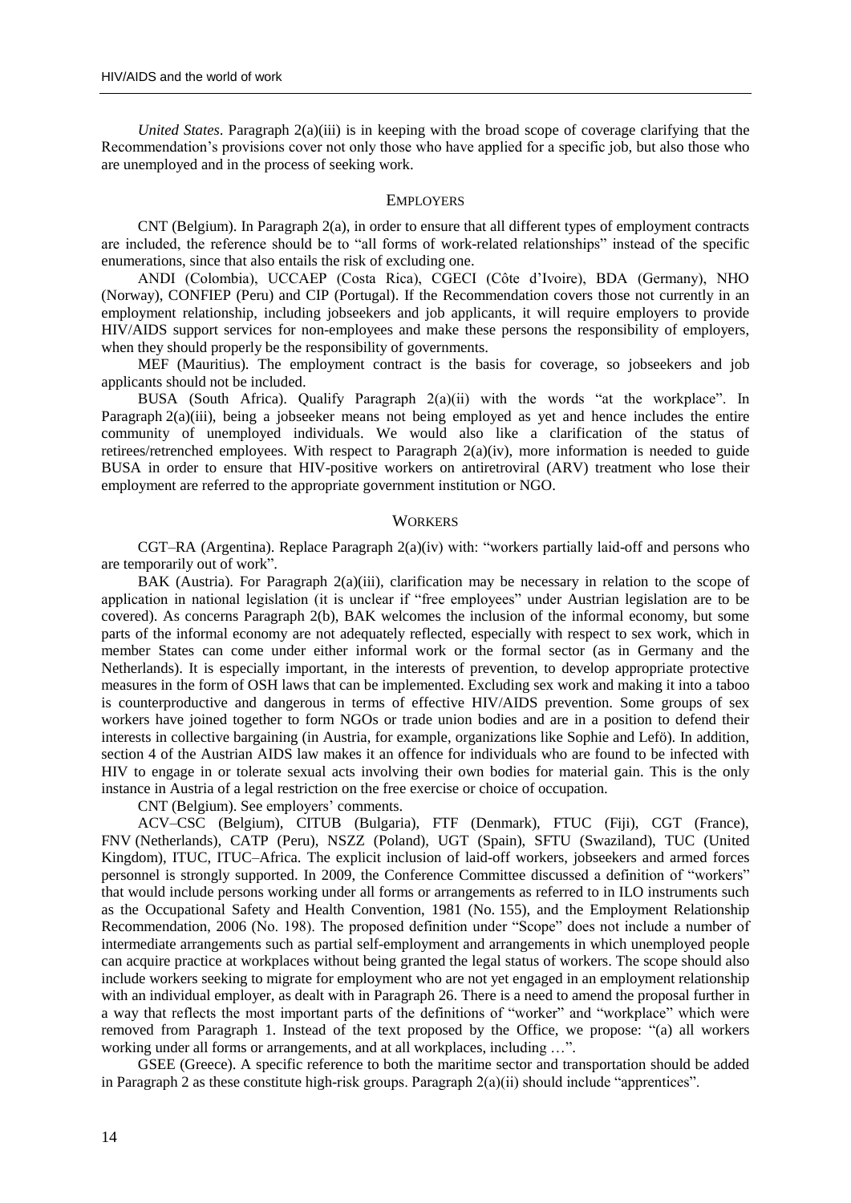*United States*. Paragraph 2(a)(iii) is in keeping with the broad scope of coverage clarifying that the Recommendation's provisions cover not only those who have applied for a specific job, but also those who are unemployed and in the process of seeking work.

## EMPLOYERS

CNT (Belgium). In Paragraph 2(a), in order to ensure that all different types of employment contracts are included, the reference should be to "all forms of work-related relationships" instead of the specific enumerations, since that also entails the risk of excluding one.

ANDI (Colombia), UCCAEP (Costa Rica), CGECI (Côte d'Ivoire), BDA (Germany), NHO (Norway), CONFIEP (Peru) and CIP (Portugal). If the Recommendation covers those not currently in an employment relationship, including jobseekers and job applicants, it will require employers to provide HIV/AIDS support services for non-employees and make these persons the responsibility of employers, when they should properly be the responsibility of governments.

MEF (Mauritius). The employment contract is the basis for coverage, so jobseekers and job applicants should not be included.

BUSA (South Africa). Qualify Paragraph 2(a)(ii) with the words "at the workplace". In Paragraph 2(a)(iii), being a jobseeker means not being employed as yet and hence includes the entire community of unemployed individuals. We would also like a clarification of the status of retirees/retrenched employees. With respect to Paragraph 2(a)(iv), more information is needed to guide BUSA in order to ensure that HIV-positive workers on antiretroviral (ARV) treatment who lose their employment are referred to the appropriate government institution or NGO.

## WORKERS

CGT–RA (Argentina). Replace Paragraph 2(a)(iv) with: "workers partially laid-off and persons who are temporarily out of work".

BAK (Austria). For Paragraph 2(a)(iii), clarification may be necessary in relation to the scope of application in national legislation (it is unclear if "free employees" under Austrian legislation are to be covered). As concerns Paragraph 2(b), BAK welcomes the inclusion of the informal economy, but some parts of the informal economy are not adequately reflected, especially with respect to sex work, which in member States can come under either informal work or the formal sector (as in Germany and the Netherlands). It is especially important, in the interests of prevention, to develop appropriate protective measures in the form of OSH laws that can be implemented. Excluding sex work and making it into a taboo is counterproductive and dangerous in terms of effective HIV/AIDS prevention. Some groups of sex workers have joined together to form NGOs or trade union bodies and are in a position to defend their interests in collective bargaining (in Austria, for example, organizations like Sophie and Lefö). In addition, section 4 of the Austrian AIDS law makes it an offence for individuals who are found to be infected with HIV to engage in or tolerate sexual acts involving their own bodies for material gain. This is the only instance in Austria of a legal restriction on the free exercise or choice of occupation.

CNT (Belgium). See employers' comments.

ACV–CSC (Belgium), CITUB (Bulgaria), FTF (Denmark), FTUC (Fiji), CGT (France), FNV (Netherlands), CATP (Peru), NSZZ (Poland), UGT (Spain), SFTU (Swaziland), TUC (United Kingdom), ITUC, ITUC–Africa. The explicit inclusion of laid-off workers, jobseekers and armed forces personnel is strongly supported. In 2009, the Conference Committee discussed a definition of "workers" that would include persons working under all forms or arrangements as referred to in ILO instruments such as the Occupational Safety and Health Convention, 1981 (No. 155), and the Employment Relationship Recommendation, 2006 (No. 198). The proposed definition under "Scope" does not include a number of intermediate arrangements such as partial self-employment and arrangements in which unemployed people can acquire practice at workplaces without being granted the legal status of workers. The scope should also include workers seeking to migrate for employment who are not yet engaged in an employment relationship with an individual employer, as dealt with in Paragraph 26. There is a need to amend the proposal further in a way that reflects the most important parts of the definitions of "worker" and "workplace" which were removed from Paragraph 1. Instead of the text proposed by the Office, we propose: "(a) all workers working under all forms or arrangements, and at all workplaces, including …".

GSEE (Greece). A specific reference to both the maritime sector and transportation should be added in Paragraph 2 as these constitute high-risk groups. Paragraph 2(a)(ii) should include "apprentices".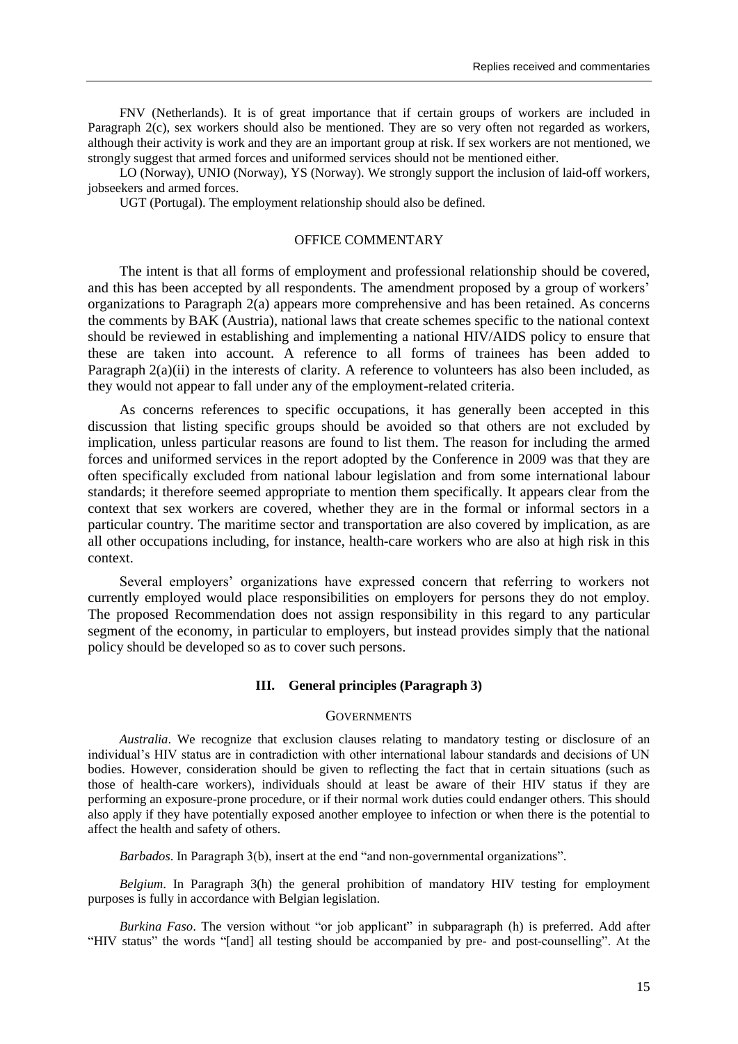FNV (Netherlands). It is of great importance that if certain groups of workers are included in Paragraph 2(c), sex workers should also be mentioned. They are so very often not regarded as workers, although their activity is work and they are an important group at risk. If sex workers are not mentioned, we strongly suggest that armed forces and uniformed services should not be mentioned either.

LO (Norway), UNIO (Norway), YS (Norway). We strongly support the inclusion of laid-off workers, jobseekers and armed forces.

UGT (Portugal). The employment relationship should also be defined.

OFFICE COMMENTARY

The intent is that all forms of employment and professional relationship should be covered, and this has been accepted by all respondents. The amendment proposed by a group of workers' organizations to Paragraph 2(a) appears more comprehensive and has been retained. As concerns the comments by BAK (Austria), national laws that create schemes specific to the national context should be reviewed in establishing and implementing a national HIV/AIDS policy to ensure that these are taken into account. A reference to all forms of trainees has been added to Paragraph 2(a)(ii) in the interests of clarity. A reference to volunteers has also been included, as they would not appear to fall under any of the employment-related criteria.

As concerns references to specific occupations, it has generally been accepted in this discussion that listing specific groups should be avoided so that others are not excluded by implication, unless particular reasons are found to list them. The reason for including the armed forces and uniformed services in the report adopted by the Conference in 2009 was that they are often specifically excluded from national labour legislation and from some international labour standards; it therefore seemed appropriate to mention them specifically. It appears clear from the context that sex workers are covered, whether they are in the formal or informal sectors in a particular country. The maritime sector and transportation are also covered by implication, as are all other occupations including, for instance, health-care workers who are also at high risk in this context.

Several employers' organizations have expressed concern that referring to workers not currently employed would place responsibilities on employers for persons they do not employ. The proposed Recommendation does not assign responsibility in this regard to any particular segment of the economy, in particular to employers, but instead provides simply that the national policy should be developed so as to cover such persons.

### III. General principles (Paragraph 3)

GOVERNMENTS

*Australia*. We recognize that exclusion clauses relating to mandatory testing or disclosure of an individual's HIV status are in contradiction with other international labour standards and decisions of UN bodies. However, consideration should be given to reflecting the fact that in certain situations (such as those of health-care workers), individuals should at least be aware of their HIV status if they are performing an exposure-prone procedure, or if their normal work duties could endanger others. This should also apply if they have potentially exposed another employee to infection or when there is the potential to affect the health and safety of others.

*Barbados*. In Paragraph 3(b), insert at the end "and non-governmental organizations".

*Belgium*. In Paragraph 3(h) the general prohibition of mandatory HIV testing for employment purposes is fully in accordance with Belgian legislation.

*Burkina Faso*. The version without "or job applicant" in subparagraph (h) is preferred. Add after "HIV status" the words "[and] all testing should be accompanied by pre- and post-counselling". At the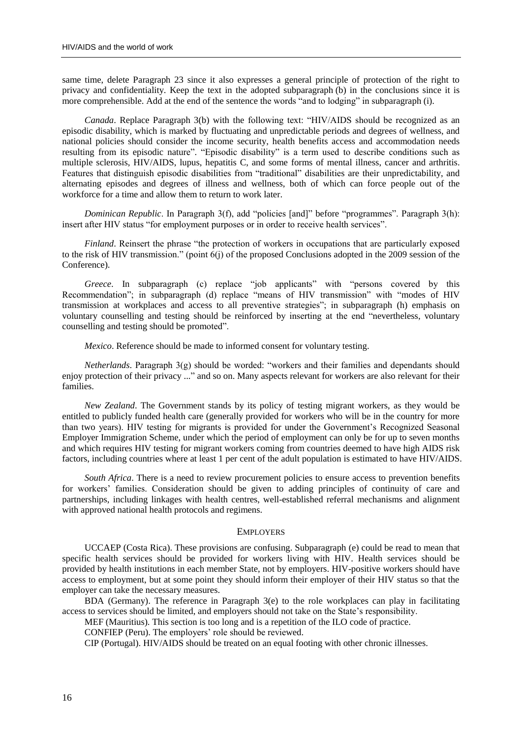same time, delete Paragraph 23 since it also expresses a general principle of protection of the right to privacy and confidentiality. Keep the text in the adopted subparagraph (b) in the conclusions since it is more comprehensible. Add at the end of the sentence the words "and to lodging" in subparagraph (i).

*Canada*. Replace Paragraph 3(b) with the following text: "HIV/AIDS should be recognized as an episodic disability, which is marked by fluctuating and unpredictable periods and degrees of wellness, and national policies should consider the income security, health benefits access and accommodation needs resulting from its episodic nature". "Episodic disability" is a term used to describe conditions such as multiple sclerosis, HIV/AIDS, lupus, hepatitis C, and some forms of mental illness, cancer and arthritis. Features that distinguish episodic disabilities from "traditional" disabilities are their unpredictability, and alternating episodes and degrees of illness and wellness, both of which can force people out of the workforce for a time and allow them to return to work later.

*Dominican Republic*. In Paragraph 3(f), add "policies [and]" before "programmes". Paragraph 3(h): insert after HIV status "for employment purposes or in order to receive health services".

*Finland*. Reinsert the phrase "the protection of workers in occupations that are particularly exposed to the risk of HIV transmission." (point 6(j) of the proposed Conclusions adopted in the 2009 session of the Conference).

*Greece*. In subparagraph (c) replace "job applicants" with "persons covered by this Recommendation"; in subparagraph (d) replace "means of HIV transmission" with "modes of HIV transmission at workplaces and access to all preventive strategies"; in subparagraph (h) emphasis on voluntary counselling and testing should be reinforced by inserting at the end "nevertheless, voluntary counselling and testing should be promoted".

*Mexico*. Reference should be made to informed consent for voluntary testing.

*Netherlands*. Paragraph 3(g) should be worded: "workers and their families and dependants should enjoy protection of their privacy ..." and so on. Many aspects relevant for workers are also relevant for their families.

*New Zealand*. The Government stands by its policy of testing migrant workers, as they would be entitled to publicly funded health care (generally provided for workers who will be in the country for more than two years). HIV testing for migrants is provided for under the Government's Recognized Seasonal Employer Immigration Scheme, under which the period of employment can only be for up to seven months and which requires HIV testing for migrant workers coming from countries deemed to have high AIDS risk factors, including countries where at least 1 per cent of the adult population is estimated to have HIV/AIDS.

*South Africa*. There is a need to review procurement policies to ensure access to prevention benefits for workers' families. Consideration should be given to adding principles of continuity of care and partnerships, including linkages with health centres, well-established referral mechanisms and alignment with approved national health protocols and regimens.

## EMPLOYERS

UCCAEP (Costa Rica). These provisions are confusing. Subparagraph (e) could be read to mean that specific health services should be provided for workers living with HIV. Health services should be provided by health institutions in each member State, not by employers. HIV-positive workers should have access to employment, but at some point they should inform their employer of their HIV status so that the employer can take the necessary measures.

BDA (Germany). The reference in Paragraph 3(e) to the role workplaces can play in facilitating access to services should be limited, and employers should not take on the State's responsibility.

MEF (Mauritius). This section is too long and is a repetition of the ILO code of practice.

CONFIEP (Peru). The employers' role should be reviewed.

CIP (Portugal). HIV/AIDS should be treated on an equal footing with other chronic illnesses.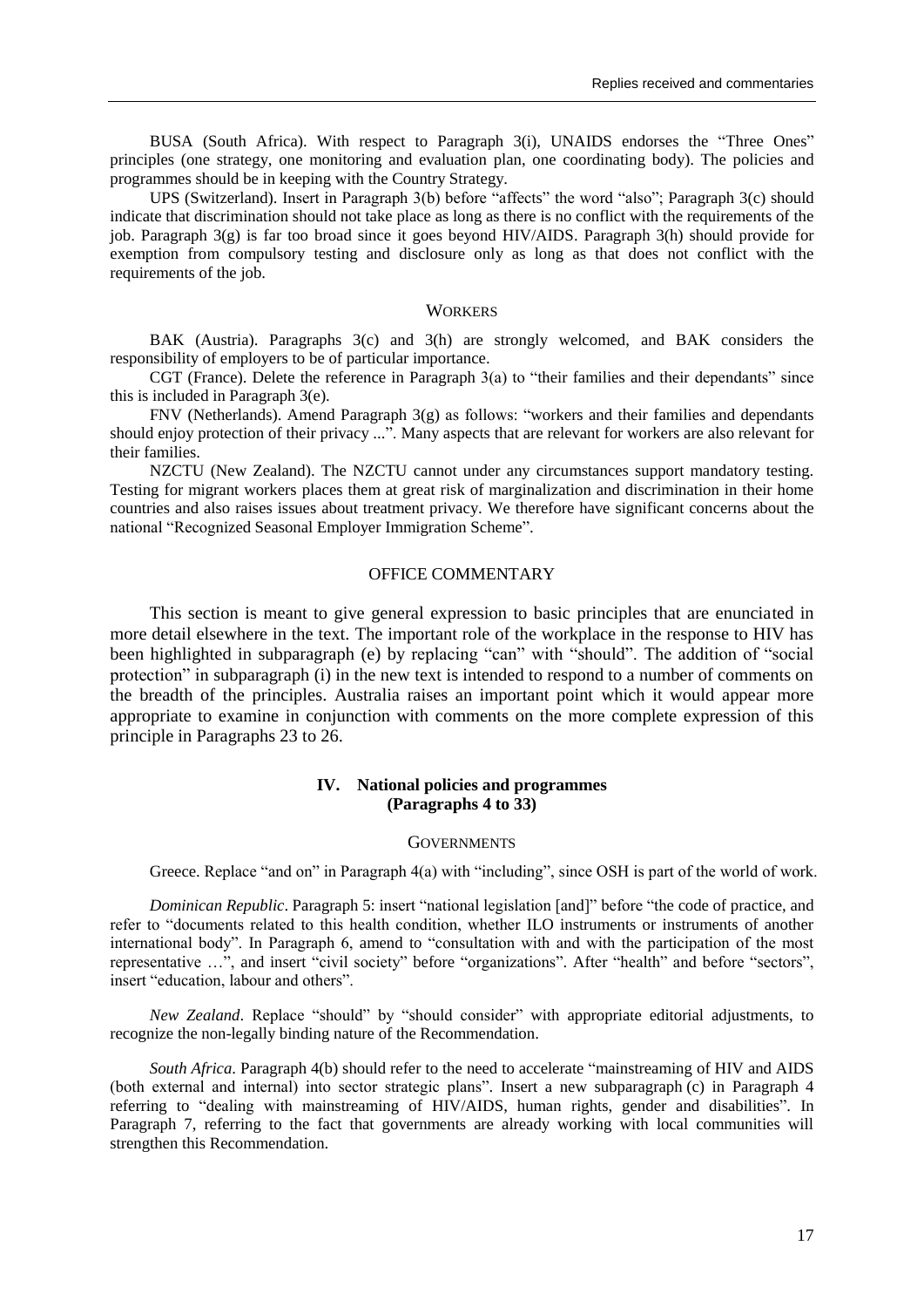BUSA (South Africa). With respect to Paragraph 3(i), UNAIDS endorses the "Three Ones" principles (one strategy, one monitoring and evaluation plan, one coordinating body). The policies and programmes should be in keeping with the Country Strategy.

UPS (Switzerland). Insert in Paragraph 3(b) before "affects" the word "also"; Paragraph 3(c) should indicate that discrimination should not take place as long as there is no conflict with the requirements of the job. Paragraph 3(g) is far too broad since it goes beyond HIV/AIDS. Paragraph 3(h) should provide for exemption from compulsory testing and disclosure only as long as that does not conflict with the requirements of the job.

#### WORKERS

BAK (Austria). Paragraphs 3(c) and 3(h) are strongly welcomed, and BAK considers the responsibility of employers to be of particular importance.

CGT (France). Delete the reference in Paragraph 3(a) to "their families and their dependants" since this is included in Paragraph 3(e).

FNV (Netherlands). Amend Paragraph 3(g) as follows: "workers and their families and dependants should enjoy protection of their privacy ...". Many aspects that are relevant for workers are also relevant for their families.

NZCTU (New Zealand). The NZCTU cannot under any circumstances support mandatory testing. Testing for migrant workers places them at great risk of marginalization and discrimination in their home countries and also raises issues about treatment privacy. We therefore have significant concerns about the national "Recognized Seasonal Employer Immigration Scheme".

#### OFFICE COMMENTARY

This section is meant to give general expression to basic principles that are enunciated in more detail elsewhere in the text. The important role of the workplace in the response to HIV has been highlighted in subparagraph (e) by replacing "can" with "should". The addition of "social protection" in subparagraph (i) in the new text is intended to respond to a number of comments on the breadth of the principles. Australia raises an important point which it would appear more appropriate to examine in conjunction with comments on the more complete expression of this principle in Paragraphs 23 to 26.

### IV. National policies and programmes (Paragraphs 4 to 33)

#### GOVERNMENTS

Greece. Replace "and on" in Paragraph 4(a) with "including", since OSH is part of the world of work.

*Dominican Republic*. Paragraph 5: insert "national legislation [and]" before "the code of practice, and refer to "documents related to this health condition, whether ILO instruments or instruments of another international body". In Paragraph 6, amend to "consultation with and with the participation of the most representative …", and insert "civil society" before "organizations". After "health" and before "sectors", insert "education, labour and others".

*New Zealand*. Replace "should" by "should consider" with appropriate editorial adjustments, to recognize the non-legally binding nature of the Recommendation.

*South Africa*. Paragraph 4(b) should refer to the need to accelerate "mainstreaming of HIV and AIDS (both external and internal) into sector strategic plans". Insert a new subparagraph (c) in Paragraph 4 referring to "dealing with mainstreaming of HIV/AIDS, human rights, gender and disabilities". In Paragraph 7, referring to the fact that governments are already working with local communities will strengthen this Recommendation.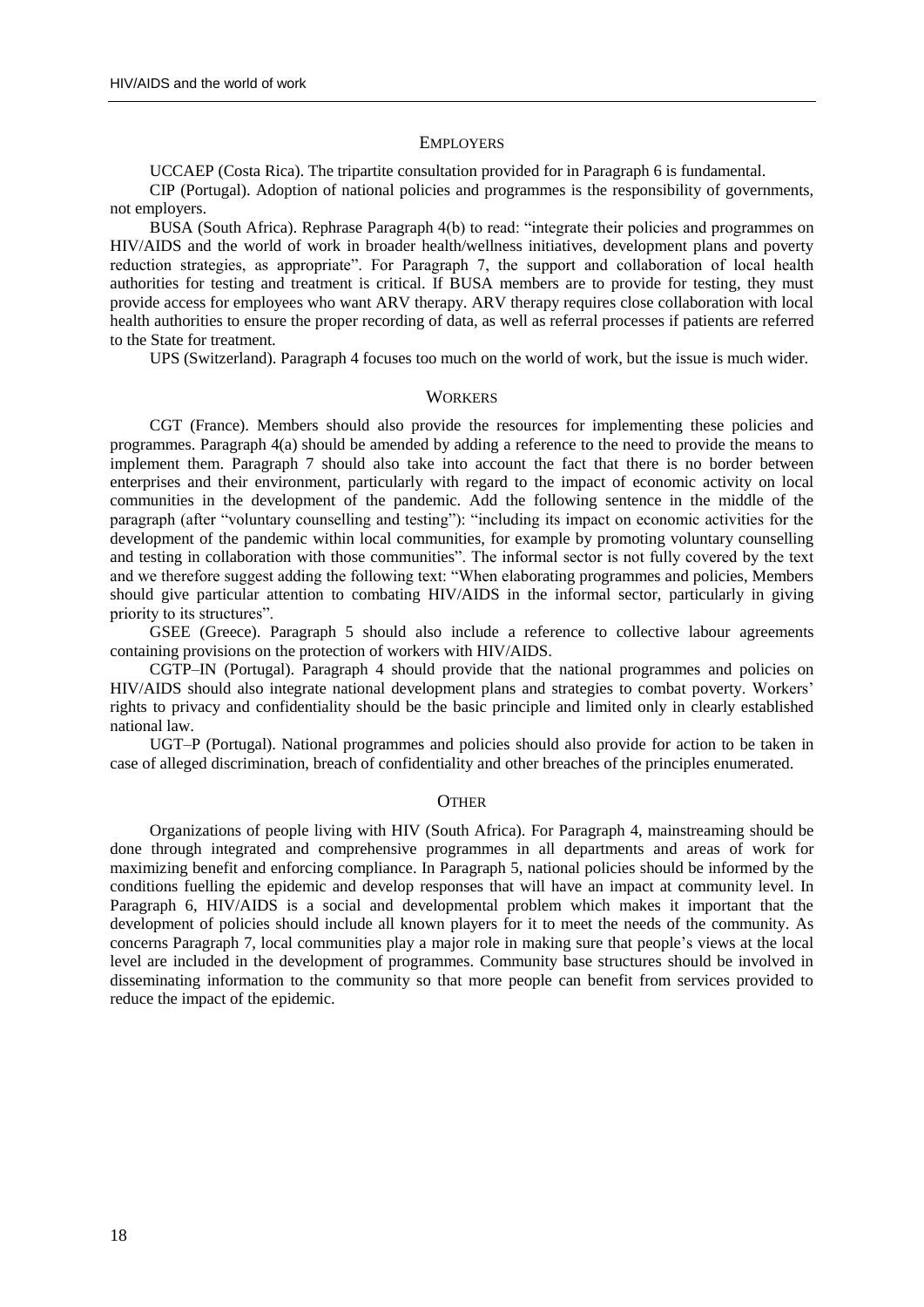### Employers

UCCAEP (Costa Rica). The tripartite consultation provided for in Paragraph 6 is fundamental.

CIP (Portugal). Adoption of national policies and programmes is the responsibility of governments, not employers.

BUSA (South Africa). Rephrase Paragraph 4(b) to read: "integrate their policies and programmes on HIV/AIDS and the world of work in broader health/wellness initiatives, development plans and poverty reduction strategies, as appropriate". For Paragraph 7, the support and collaboration of local health authorities for testing and treatment is critical. If BUSA members are to provide for testing, they must provide access for employees who want ARV therapy. ARV therapy requires close collaboration with local health authorities to ensure the proper recording of data, as well as referral processes if patients are referred to the State for treatment.

UPS (Switzerland). Paragraph 4 focuses too much on the world of work, but the issue is much wider.

### Workers

CGT (France). Members should also provide the resources for implementing these policies and programmes. Paragraph 4(a) should be amended by adding a reference to the need to provide the means to implement them. Paragraph 7 should also take into account the fact that there is no border between enterprises and their environment, particularly with regard to the impact of economic activity on local communities in the development of the pandemic. Add the following sentence in the middle of the paragraph (after "voluntary counselling and testing"): "including its impact on economic activities for the development of the pandemic within local communities, for example by promoting voluntary counselling and testing in collaboration with those communities". The informal sector is not fully covered by the text and we therefore suggest adding the following text: "When elaborating programmes and policies, Members should give particular attention to combating HIV/AIDS in the informal sector, particularly in giving priority to its structures".

GSEE (Greece). Paragraph 5 should also include a reference to collective labour agreements containing provisions on the protection of workers with HIV/AIDS.

CGTP–IN (Portugal). Paragraph 4 should provide that the national programmes and policies on HIV/AIDS should also integrate national development plans and strategies to combat poverty. Workers' rights to privacy and confidentiality should be the basic principle and limited only in clearly established national law.

UGT–P (Portugal). National programmes and policies should also provide for action to be taken in case of alleged discrimination, breach of confidentiality and other breaches of the principles enumerated.

### Other

Organizations of people living with HIV (South Africa). For Paragraph 4, mainstreaming should be done through integrated and comprehensive programmes in all departments and areas of work for maximizing benefit and enforcing compliance. In Paragraph 5, national policies should be informed by the conditions fuelling the epidemic and develop responses that will have an impact at community level. In Paragraph 6, HIV/AIDS is a social and developmental problem which makes it important that the development of policies should include all known players for it to meet the needs of the community. As concerns Paragraph 7, local communities play a major role in making sure that people's views at the local level are included in the development of programmes. Community base structures should be involved in disseminating information to the community so that more people can benefit from services provided to reduce the impact of the epidemic.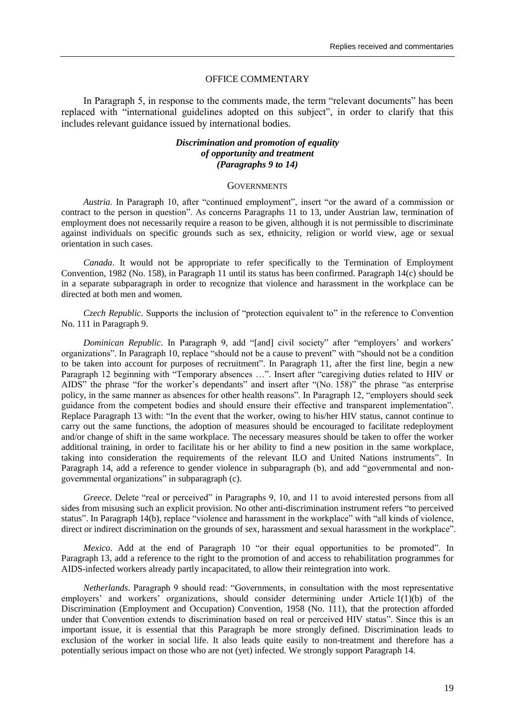## OFFICE COMMENTARY

In Paragraph 5, in response to the comments made, the term "relevant documents" has been replaced with "international guidelines adopted on this subject", in order to clarify that this includes relevant guidance issued by international bodies.

### *Discrimination and promotion of equality of opportunity and treatment (Paragraphs 9 to 14)*

#### GOVERNMENTS

*Austria*. In Paragraph 10, after "continued employment", insert "or the award of a commission or contract to the person in question". As concerns Paragraphs 11 to 13, under Austrian law, termination of employment does not necessarily require a reason to be given, although it is not permissible to discriminate against individuals on specific grounds such as sex, ethnicity, religion or world view, age or sexual orientation in such cases.

*Canada*. It would not be appropriate to refer specifically to the Termination of Employment Convention, 1982 (No. 158), in Paragraph 11 until its status has been confirmed. Paragraph 14(c) should be in a separate subparagraph in order to recognize that violence and harassment in the workplace can be directed at both men and women.

*Czech Republic*. Supports the inclusion of "protection equivalent to" in the reference to Convention No. 111 in Paragraph 9.

*Dominican Republic*. In Paragraph 9, add "[and] civil society" after "employers' and workers' organizations". In Paragraph 10, replace "should not be a cause to prevent" with "should not be a condition to be taken into account for purposes of recruitment". In Paragraph 11, after the first line, begin a new Paragraph 12 beginning with "Temporary absences …". Insert after "caregiving duties related to HIV or AIDS" the phrase "for the worker's dependants" and insert after "(No. 158)" the phrase "as enterprise policy, in the same manner as absences for other health reasons". In Paragraph 12, "employers should seek guidance from the competent bodies and should ensure their effective and transparent implementation". Replace Paragraph 13 with: "In the event that the worker, owing to his/her HIV status, cannot continue to carry out the same functions, the adoption of measures should be encouraged to facilitate redeployment and/or change of shift in the same workplace. The necessary measures should be taken to offer the worker additional training, in order to facilitate his or her ability to find a new position in the same workplace, taking into consideration the requirements of the relevant ILO and United Nations instruments". In Paragraph 14, add a reference to gender violence in subparagraph (b), and add "governmental and non-governmental organizations" in subparagraph (c).

*Greece*. Delete "real or perceived" in Paragraphs 9, 10, and 11 to avoid interested persons from all sides from misusing such an explicit provision. No other anti-discrimination instrument refers "to perceived status". In Paragraph 14(b), replace "violence and harassment in the workplace" with "all kinds of violence, direct or indirect discrimination on the grounds of sex, harassment and sexual harassment in the workplace".

*Mexico*. Add at the end of Paragraph 10 "or their equal opportunities to be promoted". In Paragraph 13, add a reference to the right to the promotion of and access to rehabilitation programmes for AIDS-infected workers already partly incapacitated, to allow their reintegration into work.

*Netherlands*. Paragraph 9 should read: "Governments, in consultation with the most representative employers' and workers' organizations, should consider determining under Article 1(1)(b) of the Discrimination (Employment and Occupation) Convention, 1958 (No. 111), that the protection afforded under that Convention extends to discrimination based on real or perceived HIV status". Since this is an important issue, it is essential that this Paragraph be more strongly defined. Discrimination leads to exclusion of the worker in social life. It also leads quite easily to non-treatment and therefore has a potentially serious impact on those who are not (yet) infected. We strongly support Paragraph 14.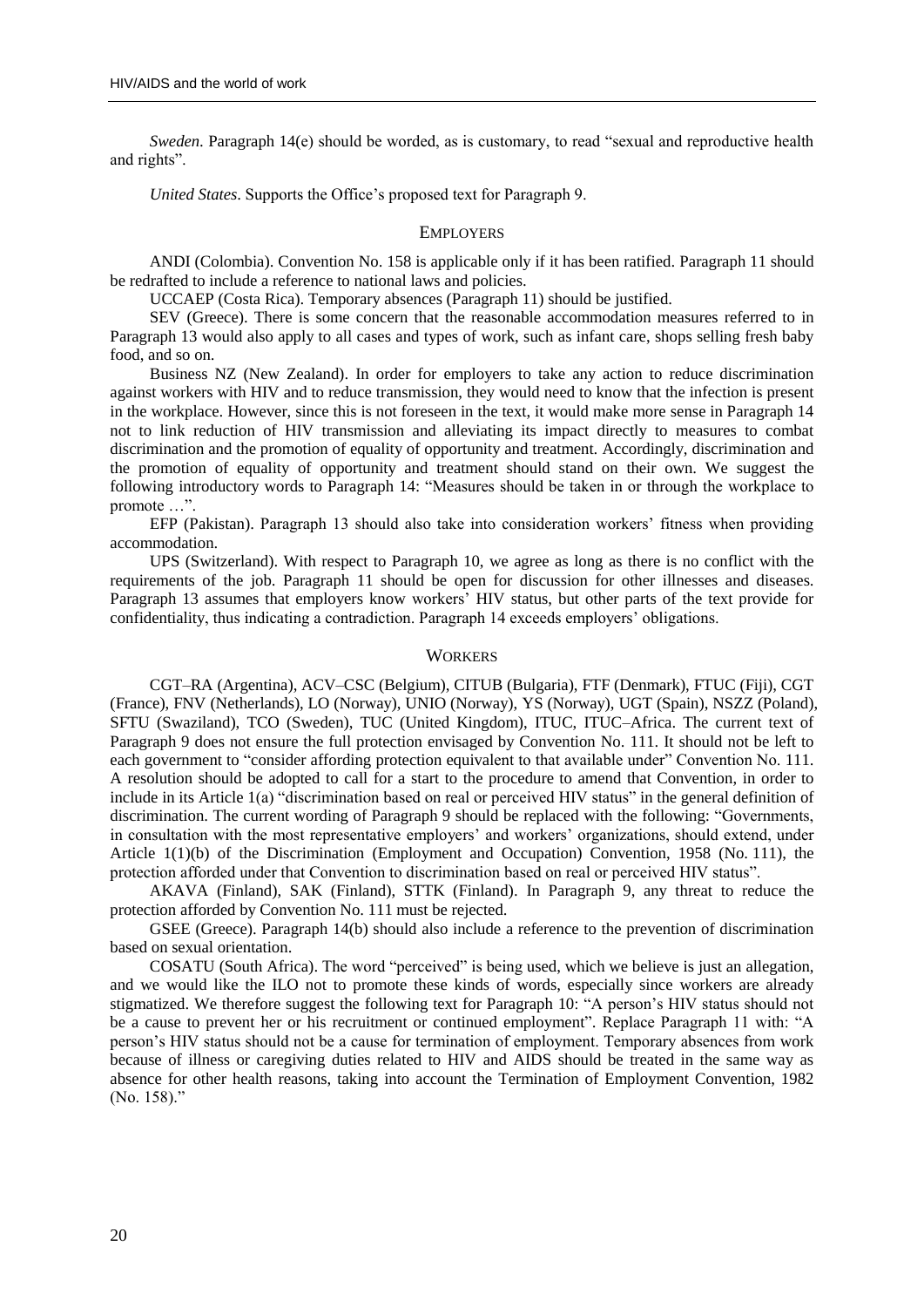*Sweden*. Paragraph 14(e) should be worded, as is customary, to read "sexual and reproductive health and rights".

*United States*. Supports the Office's proposed text for Paragraph 9.

## EMPLOYERS

ANDI (Colombia). Convention No. 158 is applicable only if it has been ratified. Paragraph 11 should be redrafted to include a reference to national laws and policies.

UCCAEP (Costa Rica). Temporary absences (Paragraph 11) should be justified.

SEV (Greece). There is some concern that the reasonable accommodation measures referred to in Paragraph 13 would also apply to all cases and types of work, such as infant care, shops selling fresh baby food, and so on.

Business NZ (New Zealand). In order for employers to take any action to reduce discrimination against workers with HIV and to reduce transmission, they would need to know that the infection is present in the workplace. However, since this is not foreseen in the text, it would make more sense in Paragraph 14 not to link reduction of HIV transmission and alleviating its impact directly to measures to combat discrimination and the promotion of equality of opportunity and treatment. Accordingly, discrimination and the promotion of equality of opportunity and treatment should stand on their own. We suggest the following introductory words to Paragraph 14: "Measures should be taken in or through the workplace to promote …".

EFP (Pakistan). Paragraph 13 should also take into consideration workers' fitness when providing accommodation.

UPS (Switzerland). With respect to Paragraph 10, we agree as long as there is no conflict with the requirements of the job. Paragraph 11 should be open for discussion for other illnesses and diseases. Paragraph 13 assumes that employers know workers' HIV status, but other parts of the text provide for confidentiality, thus indicating a contradiction. Paragraph 14 exceeds employers' obligations.

## WORKERS

CGT–RA (Argentina), ACV–CSC (Belgium), CITUB (Bulgaria), FTF (Denmark), FTUC (Fiji), CGT (France), FNV (Netherlands), LO (Norway), UNIO (Norway), YS (Norway), UGT (Spain), NSZZ (Poland), SFTU (Swaziland), TCO (Sweden), TUC (United Kingdom), ITUC, ITUC–Africa. The current text of Paragraph 9 does not ensure the full protection envisaged by Convention No. 111. It should not be left to each government to "consider affording protection equivalent to that available under" Convention No. 111. A resolution should be adopted to call for a start to the procedure to amend that Convention, in order to include in its Article 1(a) "discrimination based on real or perceived HIV status" in the general definition of discrimination. The current wording of Paragraph 9 should be replaced with the following: "Governments, in consultation with the most representative employers' and workers' organizations, should extend, under Article 1(1)(b) of the Discrimination (Employment and Occupation) Convention, 1958 (No. 111), the protection afforded under that Convention to discrimination based on real or perceived HIV status".

AKAVA (Finland), SAK (Finland), STTK (Finland). In Paragraph 9, any threat to reduce the protection afforded by Convention No. 111 must be rejected.

GSEE (Greece). Paragraph 14(b) should also include a reference to the prevention of discrimination based on sexual orientation.

COSATU (South Africa). The word "perceived" is being used, which we believe is just an allegation, and we would like the ILO not to promote these kinds of words, especially since workers are already stigmatized. We therefore suggest the following text for Paragraph 10: "A person's HIV status should not be a cause to prevent her or his recruitment or continued employment". Replace Paragraph 11 with: "A person's HIV status should not be a cause for termination of employment. Temporary absences from work because of illness or caregiving duties related to HIV and AIDS should be treated in the same way as absence for other health reasons, taking into account the Termination of Employment Convention, 1982 (No. 158)."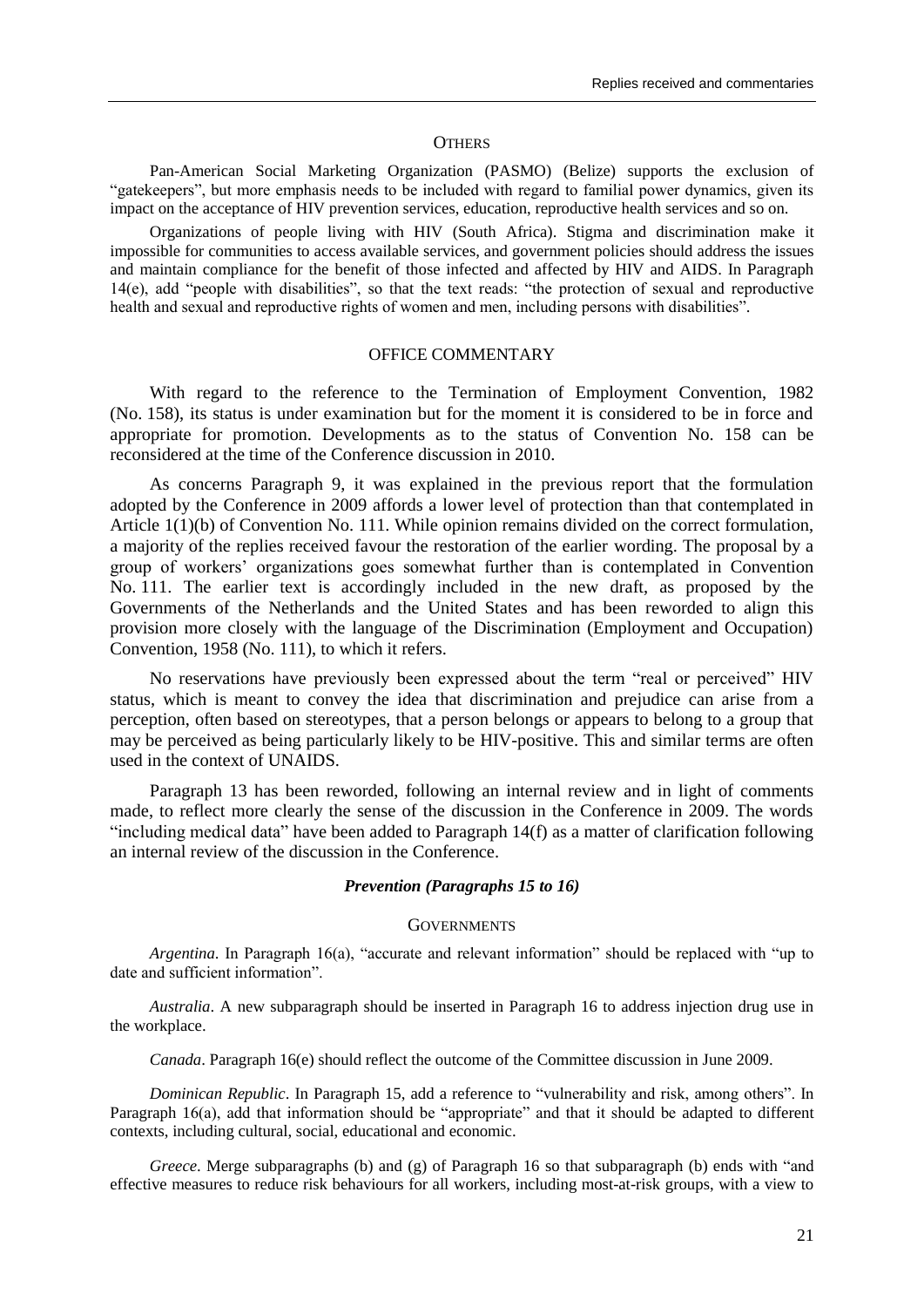#### OTHERS

Pan-American Social Marketing Organization (PASMO) (Belize) supports the exclusion of "gatekeepers", but more emphasis needs to be included with regard to familial power dynamics, given its impact on the acceptance of HIV prevention services, education, reproductive health services and so on.

Organizations of people living with HIV (South Africa). Stigma and discrimination make it impossible for communities to access available services, and government policies should address the issues and maintain compliance for the benefit of those infected and affected by HIV and AIDS. In Paragraph 14(e), add "people with disabilities", so that the text reads: "the protection of sexual and reproductive health and sexual and reproductive rights of women and men, including persons with disabilities".

#### OFFICE COMMENTARY

With regard to the reference to the Termination of Employment Convention, 1982 (No. 158), its status is under examination but for the moment it is considered to be in force and appropriate for promotion. Developments as to the status of Convention No. 158 can be reconsidered at the time of the Conference discussion in 2010.

As concerns Paragraph 9, it was explained in the previous report that the formulation adopted by the Conference in 2009 affords a lower level of protection than that contemplated in Article 1(1)(b) of Convention No. 111. While opinion remains divided on the correct formulation, a majority of the replies received favour the restoration of the earlier wording. The proposal by a group of workers' organizations goes somewhat further than is contemplated in Convention No. 111. The earlier text is accordingly included in the new draft, as proposed by the Governments of the Netherlands and the United States and has been reworded to align this provision more closely with the language of the Discrimination (Employment and Occupation) Convention, 1958 (No. 111), to which it refers.

No reservations have previously been expressed about the term "real or perceived" HIV status, which is meant to convey the idea that discrimination and prejudice can arise from a perception, often based on stereotypes, that a person belongs or appears to belong to a group that may be perceived as being particularly likely to be HIV-positive. This and similar terms are often used in the context of UNAIDS.

Paragraph 13 has been reworded, following an internal review and in light of comments made, to reflect more clearly the sense of the discussion in the Conference in 2009. The words "including medical data" have been added to Paragraph 14(f) as a matter of clarification following an internal review of the discussion in the Conference.

### *Prevention (Paragraphs 15 to 16)*

#### GOVERNMENTS

*Argentina*. In Paragraph 16(a), "accurate and relevant information" should be replaced with "up to date and sufficient information".

*Australia*. A new subparagraph should be inserted in Paragraph 16 to address injection drug use in the workplace.

*Canada*. Paragraph 16(e) should reflect the outcome of the Committee discussion in June 2009.

*Dominican Republic*. In Paragraph 15, add a reference to "vulnerability and risk, among others". In Paragraph 16(a), add that information should be "appropriate" and that it should be adapted to different contexts, including cultural, social, educational and economic.

*Greece*. Merge subparagraphs (b) and (g) of Paragraph 16 so that subparagraph (b) ends with "and effective measures to reduce risk behaviours for all workers, including most-at-risk groups, with a view to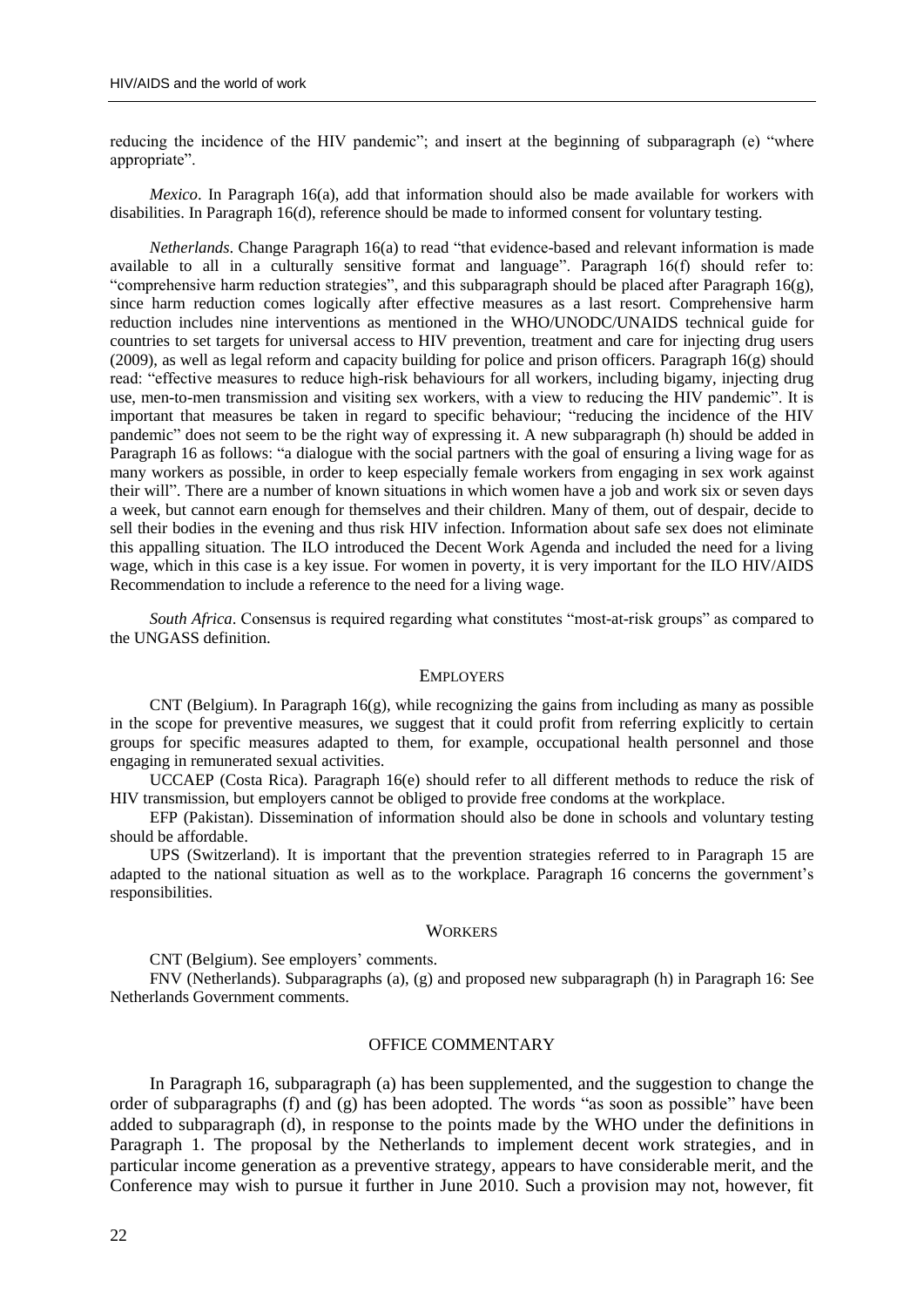reducing the incidence of the HIV pandemic"; and insert at the beginning of subparagraph (e) "where appropriate".

*Mexico*. In Paragraph 16(a), add that information should also be made available for workers with disabilities. In Paragraph 16(d), reference should be made to informed consent for voluntary testing.

*Netherlands*. Change Paragraph 16(a) to read "that evidence-based and relevant information is made available to all in a culturally sensitive format and language". Paragraph 16(f) should refer to: "comprehensive harm reduction strategies", and this subparagraph should be placed after Paragraph 16(g), since harm reduction comes logically after effective measures as a last resort. Comprehensive harm reduction includes nine interventions as mentioned in the WHO/UNODC/UNAIDS technical guide for countries to set targets for universal access to HIV prevention, treatment and care for injecting drug users (2009), as well as legal reform and capacity building for police and prison officers. Paragraph 16(g) should read: "effective measures to reduce high-risk behaviours for all workers, including bigamy, injecting drug use, men-to-men transmission and visiting sex workers, with a view to reducing the HIV pandemic". It is important that measures be taken in regard to specific behaviour; "reducing the incidence of the HIV pandemic" does not seem to be the right way of expressing it. A new subparagraph (h) should be added in Paragraph 16 as follows: "a dialogue with the social partners with the goal of ensuring a living wage for as many workers as possible, in order to keep especially female workers from engaging in sex work against their will". There are a number of known situations in which women have a job and work six or seven days a week, but cannot earn enough for themselves and their children. Many of them, out of despair, decide to sell their bodies in the evening and thus risk HIV infection. Information about safe sex does not eliminate this appalling situation. The ILO introduced the Decent Work Agenda and included the need for a living wage, which in this case is a key issue. For women in poverty, it is very important for the ILO HIV/AIDS Recommendation to include a reference to the need for a living wage.

*South Africa*. Consensus is required regarding what constitutes "most-at-risk groups" as compared to the UNGASS definition.

## EMPLOYERS

CNT (Belgium). In Paragraph 16(g), while recognizing the gains from including as many as possible in the scope for preventive measures, we suggest that it could profit from referring explicitly to certain groups for specific measures adapted to them, for example, occupational health personnel and those engaging in remunerated sexual activities.

UCCAEP (Costa Rica). Paragraph 16(e) should refer to all different methods to reduce the risk of HIV transmission, but employers cannot be obliged to provide free condoms at the workplace.

EFP (Pakistan). Dissemination of information should also be done in schools and voluntary testing should be affordable.

UPS (Switzerland). It is important that the prevention strategies referred to in Paragraph 15 are adapted to the national situation as well as to the workplace. Paragraph 16 concerns the government's responsibilities.

## WORKERS

CNT (Belgium). See employers' comments.

FNV (Netherlands). Subparagraphs (a), (g) and proposed new subparagraph (h) in Paragraph 16: See Netherlands Government comments.

## OFFICE COMMENTARY

In Paragraph 16, subparagraph (a) has been supplemented, and the suggestion to change the order of subparagraphs (f) and (g) has been adopted. The words "as soon as possible" have been added to subparagraph (d), in response to the points made by the WHO under the definitions in Paragraph 1. The proposal by the Netherlands to implement decent work strategies, and in particular income generation as a preventive strategy, appears to have considerable merit, and the Conference may wish to pursue it further in June 2010. Such a provision may not, however, fit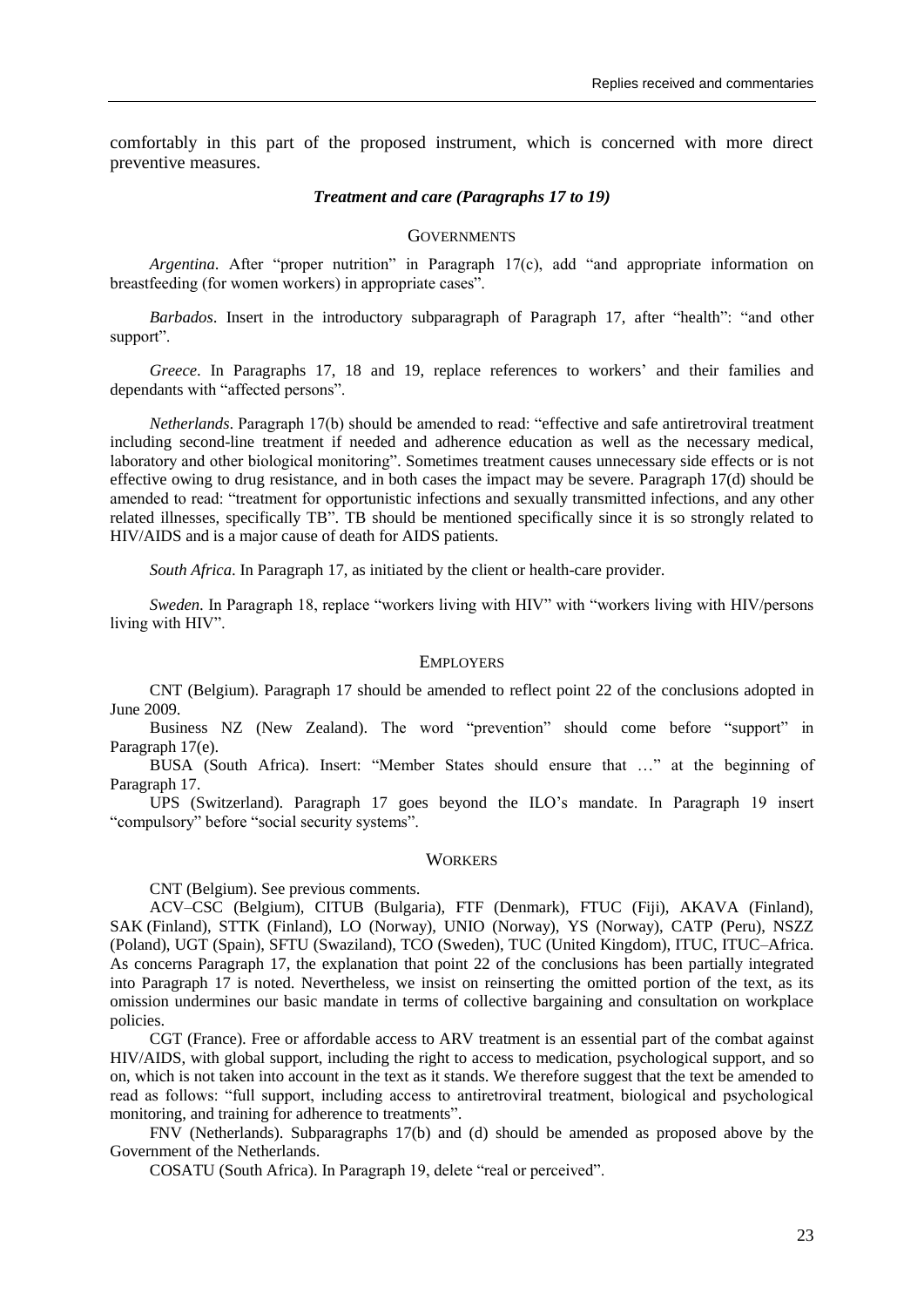comfortably in this part of the proposed instrument, which is concerned with more direct preventive measures.

### *Treatment and care (Paragraphs 17 to 19)*

#### GOVERNMENTS

*Argentina*. After "proper nutrition" in Paragraph 17(c), add "and appropriate information on breastfeeding (for women workers) in appropriate cases".

*Barbados*. Insert in the introductory subparagraph of Paragraph 17, after "health": "and other support".

*Greece*. In Paragraphs 17, 18 and 19, replace references to workers' and their families and dependants with "affected persons".

*Netherlands*. Paragraph 17(b) should be amended to read: "effective and safe antiretroviral treatment including second-line treatment if needed and adherence education as well as the necessary medical, laboratory and other biological monitoring". Sometimes treatment causes unnecessary side effects or is not effective owing to drug resistance, and in both cases the impact may be severe. Paragraph 17(d) should be amended to read: "treatment for opportunistic infections and sexually transmitted infections, and any other related illnesses, specifically TB". TB should be mentioned specifically since it is so strongly related to HIV/AIDS and is a major cause of death for AIDS patients.

*South Africa*. In Paragraph 17, as initiated by the client or health-care provider.

*Sweden*. In Paragraph 18, replace "workers living with HIV" with "workers living with HIV/persons living with HIV".

#### EMPLOYERS

CNT (Belgium). Paragraph 17 should be amended to reflect point 22 of the conclusions adopted in June 2009.

Business NZ (New Zealand). The word "prevention" should come before "support" in Paragraph 17(e).

BUSA (South Africa). Insert: "Member States should ensure that …" at the beginning of Paragraph 17.

UPS (Switzerland). Paragraph 17 goes beyond the ILO's mandate. In Paragraph 19 insert "compulsory" before "social security systems".

#### WORKERS

CNT (Belgium). See previous comments.

ACV–CSC (Belgium), CITUB (Bulgaria), FTF (Denmark), FTUC (Fiji), AKAVA (Finland), SAK (Finland), STTK (Finland), LO (Norway), UNIO (Norway), YS (Norway), CATP (Peru), NSZZ (Poland), UGT (Spain), SFTU (Swaziland), TCO (Sweden), TUC (United Kingdom), ITUC, ITUC–Africa. As concerns Paragraph 17, the explanation that point 22 of the conclusions has been partially integrated into Paragraph 17 is noted. Nevertheless, we insist on reinserting the omitted portion of the text, as its omission undermines our basic mandate in terms of collective bargaining and consultation on workplace policies.

CGT (France). Free or affordable access to ARV treatment is an essential part of the combat against HIV/AIDS, with global support, including the right to access to medication, psychological support, and so on, which is not taken into account in the text as it stands. We therefore suggest that the text be amended to read as follows: "full support, including access to antiretroviral treatment, biological and psychological monitoring, and training for adherence to treatments".

FNV (Netherlands). Subparagraphs 17(b) and (d) should be amended as proposed above by the Government of the Netherlands.

COSATU (South Africa). In Paragraph 19, delete "real or perceived".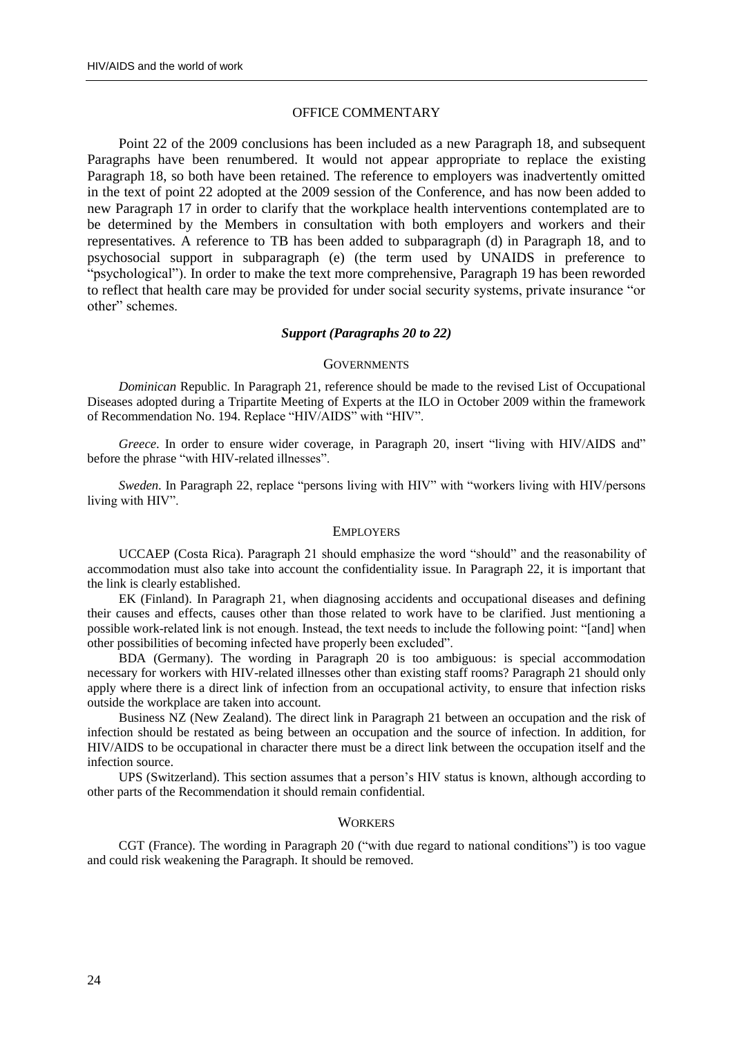### OFFICE COMMENTARY

Point 22 of the 2009 conclusions has been included as a new Paragraph 18, and subsequent Paragraphs have been renumbered. It would not appear appropriate to replace the existing Paragraph 18, so both have been retained. The reference to employers was inadvertently omitted in the text of point 22 adopted at the 2009 session of the Conference, and has now been added to new Paragraph 17 in order to clarify that the workplace health interventions contemplated are to be determined by the Members in consultation with both employers and workers and their representatives. A reference to TB has been added to subparagraph (d) in Paragraph 18, and to psychosocial support in subparagraph (e) (the term used by UNAIDS in preference to "psychological"). In order to make the text more comprehensive, Paragraph 19 has been reworded to reflect that health care may be provided for under social security systems, private insurance "or other" schemes.

#### *Support (Paragraphs 20 to 22)*

##### GOVERNMENTS

*Dominican* Republic. In Paragraph 21, reference should be made to the revised List of Occupational Diseases adopted during a Tripartite Meeting of Experts at the ILO in October 2009 within the framework of Recommendation No. 194. Replace "HIV/AIDS" with "HIV".

*Greece*. In order to ensure wider coverage, in Paragraph 20, insert "living with HIV/AIDS and" before the phrase "with HIV-related illnesses".

*Sweden*. In Paragraph 22, replace "persons living with HIV" with "workers living with HIV/persons living with HIV".

##### EMPLOYERS

UCCAEP (Costa Rica). Paragraph 21 should emphasize the word "should" and the reasonability of accommodation must also take into account the confidentiality issue. In Paragraph 22, it is important that the link is clearly established.

EK (Finland). In Paragraph 21, when diagnosing accidents and occupational diseases and defining their causes and effects, causes other than those related to work have to be clarified. Just mentioning a possible work-related link is not enough. Instead, the text needs to include the following point: "[and] when other possibilities of becoming infected have properly been excluded".

BDA (Germany). The wording in Paragraph 20 is too ambiguous: is special accommodation necessary for workers with HIV-related illnesses other than existing staff rooms? Paragraph 21 should only apply where there is a direct link of infection from an occupational activity, to ensure that infection risks outside the workplace are taken into account.

Business NZ (New Zealand). The direct link in Paragraph 21 between an occupation and the risk of infection should be restated as being between an occupation and the source of infection. In addition, for HIV/AIDS to be occupational in character there must be a direct link between the occupation itself and the infection source.

UPS (Switzerland). This section assumes that a person's HIV status is known, although according to other parts of the Recommendation it should remain confidential.

##### WORKERS

CGT (France). The wording in Paragraph 20 ("with due regard to national conditions") is too vague and could risk weakening the Paragraph. It should be removed.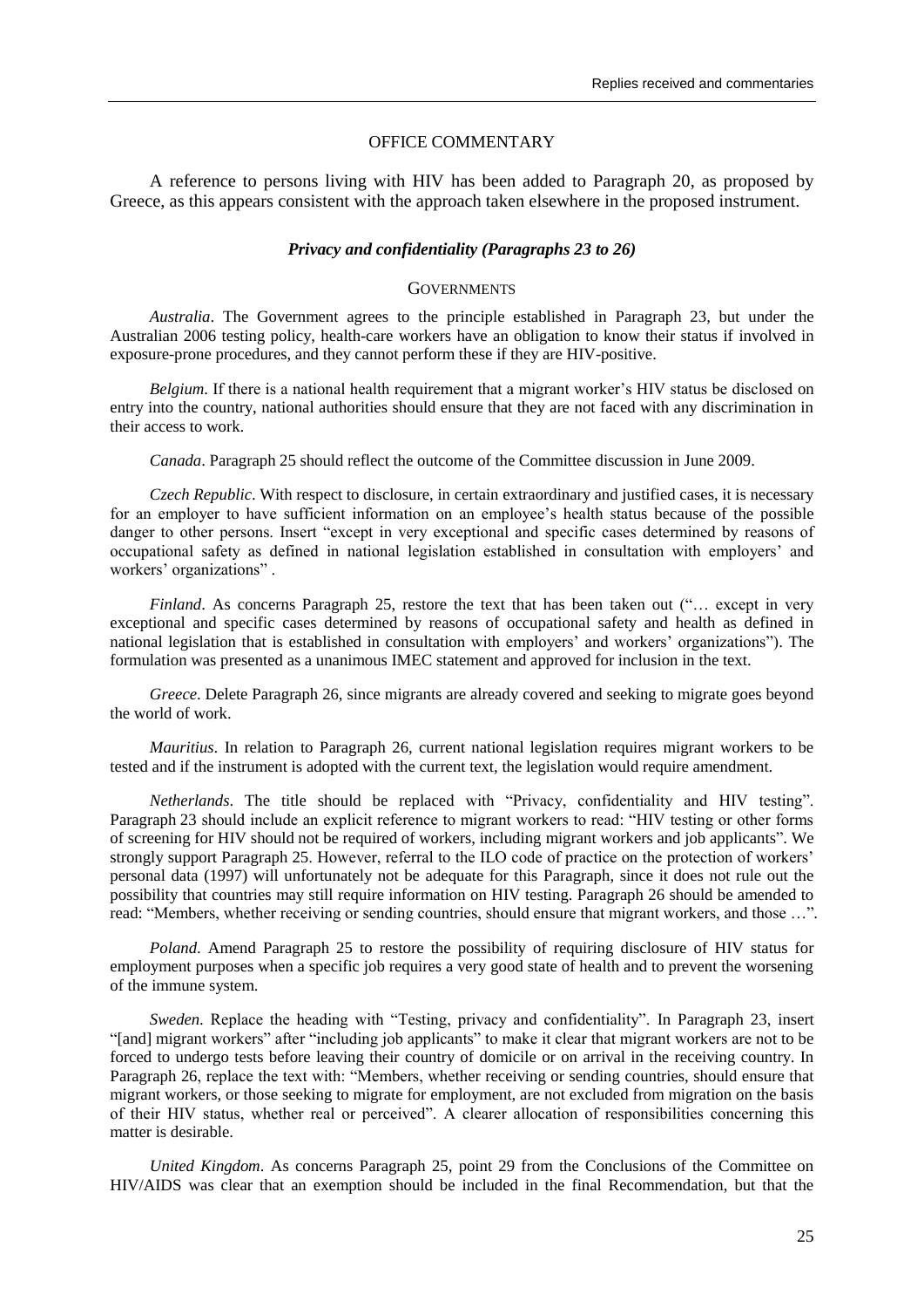### OFFICE COMMENTARY

A reference to persons living with HIV has been added to Paragraph 20, as proposed by Greece, as this appears consistent with the approach taken elsewhere in the proposed instrument.

### *Privacy and confidentiality (Paragraphs 23 to 26)*

#### GOVERNMENTS

*Australia*. The Government agrees to the principle established in Paragraph 23, but under the Australian 2006 testing policy, health-care workers have an obligation to know their status if involved in exposure-prone procedures, and they cannot perform these if they are HIV-positive.

*Belgium*. If there is a national health requirement that a migrant worker's HIV status be disclosed on entry into the country, national authorities should ensure that they are not faced with any discrimination in their access to work.

*Canada*. Paragraph 25 should reflect the outcome of the Committee discussion in June 2009.

*Czech Republic*. With respect to disclosure, in certain extraordinary and justified cases, it is necessary for an employer to have sufficient information on an employee's health status because of the possible danger to other persons. Insert "except in very exceptional and specific cases determined by reasons of occupational safety as defined in national legislation established in consultation with employers' and workers' organizations" .

*Finland*. As concerns Paragraph 25, restore the text that has been taken out ("… except in very exceptional and specific cases determined by reasons of occupational safety and health as defined in national legislation that is established in consultation with employers' and workers' organizations"). The formulation was presented as a unanimous IMEC statement and approved for inclusion in the text.

*Greece*. Delete Paragraph 26, since migrants are already covered and seeking to migrate goes beyond the world of work.

*Mauritius*. In relation to Paragraph 26, current national legislation requires migrant workers to be tested and if the instrument is adopted with the current text, the legislation would require amendment.

*Netherlands*. The title should be replaced with "Privacy, confidentiality and HIV testing". Paragraph 23 should include an explicit reference to migrant workers to read: "HIV testing or other forms of screening for HIV should not be required of workers, including migrant workers and job applicants". We strongly support Paragraph 25. However, referral to the ILO code of practice on the protection of workers' personal data (1997) will unfortunately not be adequate for this Paragraph, since it does not rule out the possibility that countries may still require information on HIV testing. Paragraph 26 should be amended to read: "Members, whether receiving or sending countries, should ensure that migrant workers, and those …".

*Poland*. Amend Paragraph 25 to restore the possibility of requiring disclosure of HIV status for employment purposes when a specific job requires a very good state of health and to prevent the worsening of the immune system.

*Sweden*. Replace the heading with "Testing, privacy and confidentiality". In Paragraph 23, insert "[and] migrant workers" after "including job applicants" to make it clear that migrant workers are not to be forced to undergo tests before leaving their country of domicile or on arrival in the receiving country. In Paragraph 26, replace the text with: "Members, whether receiving or sending countries, should ensure that migrant workers, or those seeking to migrate for employment, are not excluded from migration on the basis of their HIV status, whether real or perceived". A clearer allocation of responsibilities concerning this matter is desirable.

*United Kingdom*. As concerns Paragraph 25, point 29 from the Conclusions of the Committee on HIV/AIDS was clear that an exemption should be included in the final Recommendation, but that the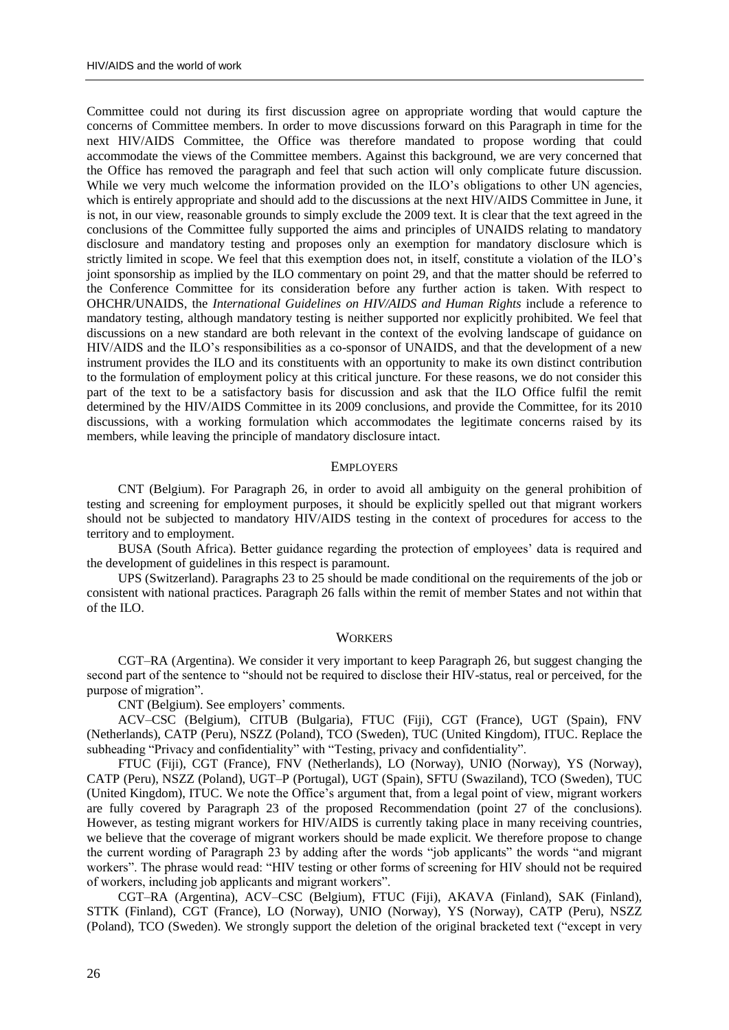Committee could not during its first discussion agree on appropriate wording that would capture the concerns of Committee members. In order to move discussions forward on this Paragraph in time for the next HIV/AIDS Committee, the Office was therefore mandated to propose wording that could accommodate the views of the Committee members. Against this background, we are very concerned that the Office has removed the paragraph and feel that such action will only complicate future discussion. While we very much welcome the information provided on the ILO's obligations to other UN agencies, which is entirely appropriate and should add to the discussions at the next HIV/AIDS Committee in June, it is not, in our view, reasonable grounds to simply exclude the 2009 text. It is clear that the text agreed in the conclusions of the Committee fully supported the aims and principles of UNAIDS relating to mandatory disclosure and mandatory testing and proposes only an exemption for mandatory disclosure which is strictly limited in scope. We feel that this exemption does not, in itself, constitute a violation of the ILO's joint sponsorship as implied by the ILO commentary on point 29, and that the matter should be referred to the Conference Committee for its consideration before any further action is taken. With respect to OHCHR/UNAIDS, the *International Guidelines on HIV/AIDS and Human Rights* include a reference to mandatory testing, although mandatory testing is neither supported nor explicitly prohibited. We feel that discussions on a new standard are both relevant in the context of the evolving landscape of guidance on HIV/AIDS and the ILO's responsibilities as a co-sponsor of UNAIDS, and that the development of a new instrument provides the ILO and its constituents with an opportunity to make its own distinct contribution to the formulation of employment policy at this critical juncture. For these reasons, we do not consider this part of the text to be a satisfactory basis for discussion and ask that the ILO Office fulfil the remit determined by the HIV/AIDS Committee in its 2009 conclusions, and provide the Committee, for its 2010 discussions, with a working formulation which accommodates the legitimate concerns raised by its members, while leaving the principle of mandatory disclosure intact.

## Employers

CNT (Belgium). For Paragraph 26, in order to avoid all ambiguity on the general prohibition of testing and screening for employment purposes, it should be explicitly spelled out that migrant workers should not be subjected to mandatory HIV/AIDS testing in the context of procedures for access to the territory and to employment.

BUSA (South Africa). Better guidance regarding the protection of employees' data is required and the development of guidelines in this respect is paramount.

UPS (Switzerland). Paragraphs 23 to 25 should be made conditional on the requirements of the job or consistent with national practices. Paragraph 26 falls within the remit of member States and not within that of the ILO.

## Workers

CGT–RA (Argentina). We consider it very important to keep Paragraph 26, but suggest changing the second part of the sentence to "should not be required to disclose their HIV-status, real or perceived, for the purpose of migration".

CNT (Belgium). See employers' comments.

ACV–CSC (Belgium), CITUB (Bulgaria), FTUC (Fiji), CGT (France), UGT (Spain), FNV (Netherlands), CATP (Peru), NSZZ (Poland), TCO (Sweden), TUC (United Kingdom), ITUC. Replace the subheading "Privacy and confidentiality" with "Testing, privacy and confidentiality".

FTUC (Fiji), CGT (France), FNV (Netherlands), LO (Norway), UNIO (Norway), YS (Norway), CATP (Peru), NSZZ (Poland), UGT–P (Portugal), UGT (Spain), SFTU (Swaziland), TCO (Sweden), TUC (United Kingdom), ITUC. We note the Office's argument that, from a legal point of view, migrant workers are fully covered by Paragraph 23 of the proposed Recommendation (point 27 of the conclusions). However, as testing migrant workers for HIV/AIDS is currently taking place in many receiving countries, we believe that the coverage of migrant workers should be made explicit. We therefore propose to change the current wording of Paragraph 23 by adding after the words "job applicants" the words "and migrant workers". The phrase would read: "HIV testing or other forms of screening for HIV should not be required of workers, including job applicants and migrant workers".

CGT–RA (Argentina), ACV–CSC (Belgium), FTUC (Fiji), AKAVA (Finland), SAK (Finland), STTK (Finland), CGT (France), LO (Norway), UNIO (Norway), YS (Norway), CATP (Peru), NSZZ (Poland), TCO (Sweden). We strongly support the deletion of the original bracketed text ("except in very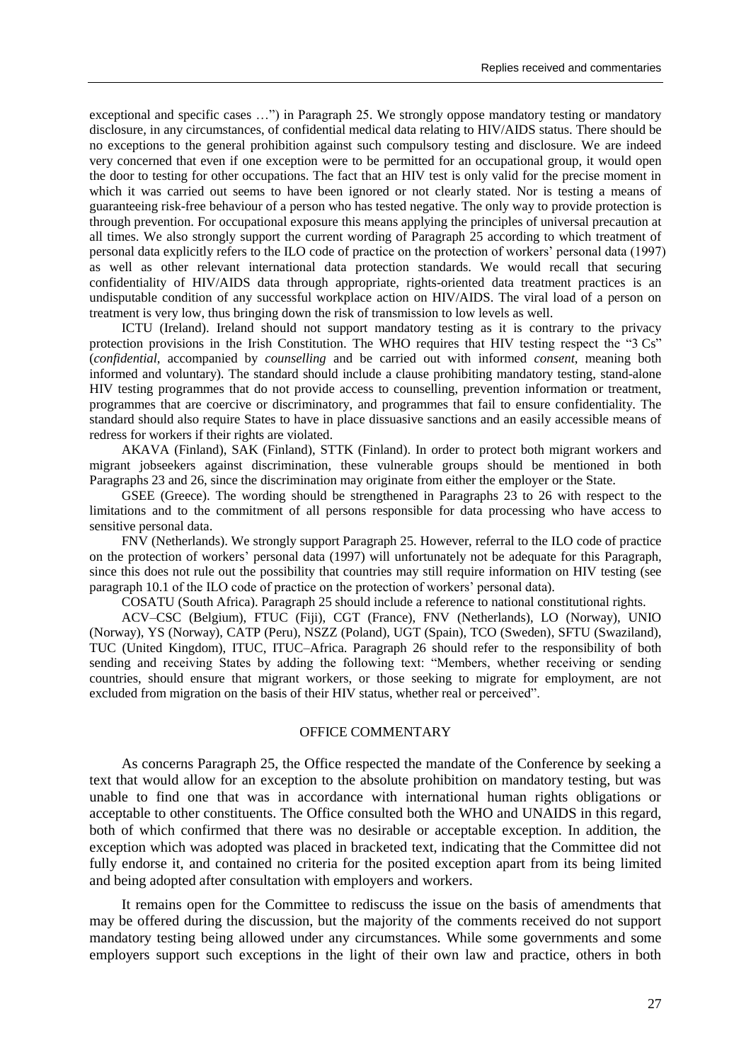exceptional and specific cases …") in Paragraph 25. We strongly oppose mandatory testing or mandatory disclosure, in any circumstances, of confidential medical data relating to HIV/AIDS status. There should be no exceptions to the general prohibition against such compulsory testing and disclosure. We are indeed very concerned that even if one exception were to be permitted for an occupational group, it would open the door to testing for other occupations. The fact that an HIV test is only valid for the precise moment in which it was carried out seems to have been ignored or not clearly stated. Nor is testing a means of guaranteeing risk-free behaviour of a person who has tested negative. The only way to provide protection is through prevention. For occupational exposure this means applying the principles of universal precaution at all times. We also strongly support the current wording of Paragraph 25 according to which treatment of personal data explicitly refers to the ILO code of practice on the protection of workers' personal data (1997) as well as other relevant international data protection standards. We would recall that securing confidentiality of HIV/AIDS data through appropriate, rights-oriented data treatment practices is an undisputable condition of any successful workplace action on HIV/AIDS. The viral load of a person on treatment is very low, thus bringing down the risk of transmission to low levels as well.

ICTU (Ireland). Ireland should not support mandatory testing as it is contrary to the privacy protection provisions in the Irish Constitution. The WHO requires that HIV testing respect the "3 Cs" (*confidential*, accompanied by *counselling* and be carried out with informed *consent*, meaning both informed and voluntary). The standard should include a clause prohibiting mandatory testing, stand-alone HIV testing programmes that do not provide access to counselling, prevention information or treatment, programmes that are coercive or discriminatory, and programmes that fail to ensure confidentiality. The standard should also require States to have in place dissuasive sanctions and an easily accessible means of redress for workers if their rights are violated.

AKAVA (Finland), SAK (Finland), STTK (Finland). In order to protect both migrant workers and migrant jobseekers against discrimination, these vulnerable groups should be mentioned in both Paragraphs 23 and 26, since the discrimination may originate from either the employer or the State.

GSEE (Greece). The wording should be strengthened in Paragraphs 23 to 26 with respect to the limitations and to the commitment of all persons responsible for data processing who have access to sensitive personal data.

FNV (Netherlands). We strongly support Paragraph 25. However, referral to the ILO code of practice on the protection of workers' personal data (1997) will unfortunately not be adequate for this Paragraph, since this does not rule out the possibility that countries may still require information on HIV testing (see paragraph 10.1 of the ILO code of practice on the protection of workers' personal data).

COSATU (South Africa). Paragraph 25 should include a reference to national constitutional rights.

ACV–CSC (Belgium), FTUC (Fiji), CGT (France), FNV (Netherlands), LO (Norway), UNIO (Norway), YS (Norway), CATP (Peru), NSZZ (Poland), UGT (Spain), TCO (Sweden), SFTU (Swaziland), TUC (United Kingdom), ITUC, ITUC–Africa. Paragraph 26 should refer to the responsibility of both sending and receiving States by adding the following text: "Members, whether receiving or sending countries, should ensure that migrant workers, or those seeking to migrate for employment, are not excluded from migration on the basis of their HIV status, whether real or perceived".

## OFFICE COMMENTARY

As concerns Paragraph 25, the Office respected the mandate of the Conference by seeking a text that would allow for an exception to the absolute prohibition on mandatory testing, but was unable to find one that was in accordance with international human rights obligations or acceptable to other constituents. The Office consulted both the WHO and UNAIDS in this regard, both of which confirmed that there was no desirable or acceptable exception. In addition, the exception which was adopted was placed in bracketed text, indicating that the Committee did not fully endorse it, and contained no criteria for the posited exception apart from its being limited and being adopted after consultation with employers and workers.

It remains open for the Committee to rediscuss the issue on the basis of amendments that may be offered during the discussion, but the majority of the comments received do not support mandatory testing being allowed under any circumstances. While some governments and some employers support such exceptions in the light of their own law and practice, others in both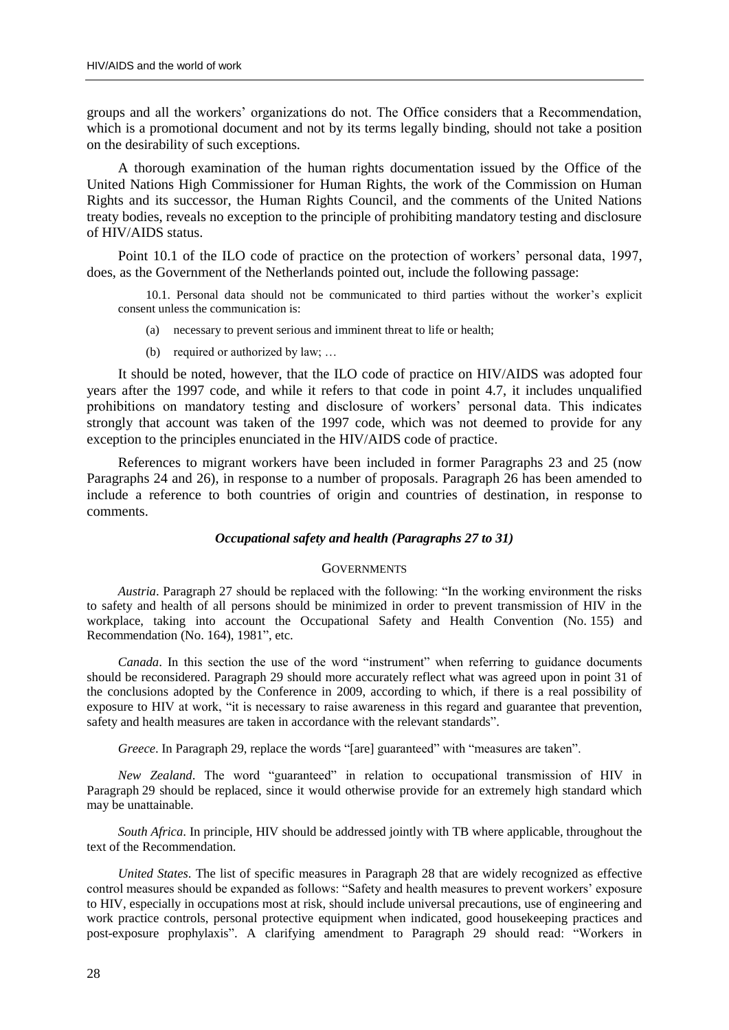groups and all the workers' organizations do not. The Office considers that a Recommendation, which is a promotional document and not by its terms legally binding, should not take a position on the desirability of such exceptions.

A thorough examination of the human rights documentation issued by the Office of the United Nations High Commissioner for Human Rights, the work of the Commission on Human Rights and its successor, the Human Rights Council, and the comments of the United Nations treaty bodies, reveals no exception to the principle of prohibiting mandatory testing and disclosure of HIV/AIDS status.

Point 10.1 of the ILO code of practice on the protection of workers' personal data, 1997, does, as the Government of the Netherlands pointed out, include the following passage:

> 10.1. Personal data should not be communicated to third parties without the worker's explicit consent unless the communication is:
>
> (a) necessary to prevent serious and imminent threat to life or health;
>
> (b) required or authorized by law; …

It should be noted, however, that the ILO code of practice on HIV/AIDS was adopted four years after the 1997 code, and while it refers to that code in point 4.7, it includes unqualified prohibitions on mandatory testing and disclosure of workers' personal data. This indicates strongly that account was taken of the 1997 code, which was not deemed to provide for any exception to the principles enunciated in the HIV/AIDS code of practice.

References to migrant workers have been included in former Paragraphs 23 and 25 (now Paragraphs 24 and 26), in response to a number of proposals. Paragraph 26 has been amended to include a reference to both countries of origin and countries of destination, in response to comments.

### *Occupational safety and health (Paragraphs 27 to 31)*

#### Governments

*Austria*. Paragraph 27 should be replaced with the following: "In the working environment the risks to safety and health of all persons should be minimized in order to prevent transmission of HIV in the workplace, taking into account the Occupational Safety and Health Convention (No. 155) and Recommendation (No. 164), 1981", etc.

*Canada*. In this section the use of the word "instrument" when referring to guidance documents should be reconsidered. Paragraph 29 should more accurately reflect what was agreed upon in point 31 of the conclusions adopted by the Conference in 2009, according to which, if there is a real possibility of exposure to HIV at work, "it is necessary to raise awareness in this regard and guarantee that prevention, safety and health measures are taken in accordance with the relevant standards".

*Greece*. In Paragraph 29, replace the words "[are] guaranteed" with "measures are taken".

*New Zealand*. The word "guaranteed" in relation to occupational transmission of HIV in Paragraph 29 should be replaced, since it would otherwise provide for an extremely high standard which may be unattainable.

*South Africa*. In principle, HIV should be addressed jointly with TB where applicable, throughout the text of the Recommendation.

*United States*. The list of specific measures in Paragraph 28 that are widely recognized as effective control measures should be expanded as follows: "Safety and health measures to prevent workers' exposure to HIV, especially in occupations most at risk, should include universal precautions, use of engineering and work practice controls, personal protective equipment when indicated, good housekeeping practices and post-exposure prophylaxis". A clarifying amendment to Paragraph 29 should read: "Workers in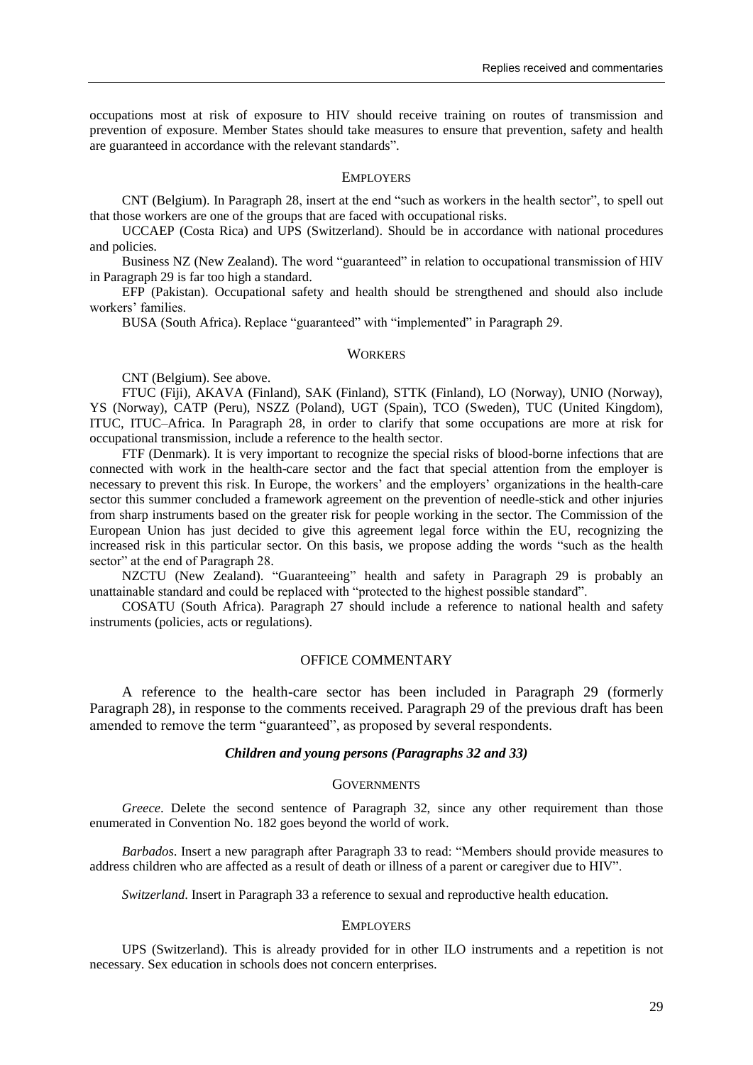occupations most at risk of exposure to HIV should receive training on routes of transmission and prevention of exposure. Member States should take measures to ensure that prevention, safety and health are guaranteed in accordance with the relevant standards".

#### EMPLOYERS

CNT (Belgium). In Paragraph 28, insert at the end "such as workers in the health sector", to spell out that those workers are one of the groups that are faced with occupational risks.

UCCAEP (Costa Rica) and UPS (Switzerland). Should be in accordance with national procedures and policies.

Business NZ (New Zealand). The word "guaranteed" in relation to occupational transmission of HIV in Paragraph 29 is far too high a standard.

EFP (Pakistan). Occupational safety and health should be strengthened and should also include workers' families.

BUSA (South Africa). Replace "guaranteed" with "implemented" in Paragraph 29.

#### WORKERS

CNT (Belgium). See above.

FTUC (Fiji), AKAVA (Finland), SAK (Finland), STTK (Finland), LO (Norway), UNIO (Norway), YS (Norway), CATP (Peru), NSZZ (Poland), UGT (Spain), TCO (Sweden), TUC (United Kingdom), ITUC, ITUC–Africa. In Paragraph 28, in order to clarify that some occupations are more at risk for occupational transmission, include a reference to the health sector.

FTF (Denmark). It is very important to recognize the special risks of blood-borne infections that are connected with work in the health-care sector and the fact that special attention from the employer is necessary to prevent this risk. In Europe, the workers' and the employers' organizations in the health-care sector this summer concluded a framework agreement on the prevention of needle-stick and other injuries from sharp instruments based on the greater risk for people working in the sector. The Commission of the European Union has just decided to give this agreement legal force within the EU, recognizing the increased risk in this particular sector. On this basis, we propose adding the words "such as the health sector" at the end of Paragraph 28.

NZCTU (New Zealand). "Guaranteeing" health and safety in Paragraph 29 is probably an unattainable standard and could be replaced with "protected to the highest possible standard".

COSATU (South Africa). Paragraph 27 should include a reference to national health and safety instruments (policies, acts or regulations).

### OFFICE COMMENTARY

A reference to the health-care sector has been included in Paragraph 29 (formerly Paragraph 28), in response to the comments received. Paragraph 29 of the previous draft has been amended to remove the term "guaranteed", as proposed by several respondents.

### *Children and young persons (Paragraphs 32 and 33)*

#### GOVERNMENTS

*Greece*. Delete the second sentence of Paragraph 32, since any other requirement than those enumerated in Convention No. 182 goes beyond the world of work.

*Barbados*. Insert a new paragraph after Paragraph 33 to read: "Members should provide measures to address children who are affected as a result of death or illness of a parent or caregiver due to HIV".

*Switzerland*. Insert in Paragraph 33 a reference to sexual and reproductive health education.

#### EMPLOYERS

UPS (Switzerland). This is already provided for in other ILO instruments and a repetition is not necessary. Sex education in schools does not concern enterprises.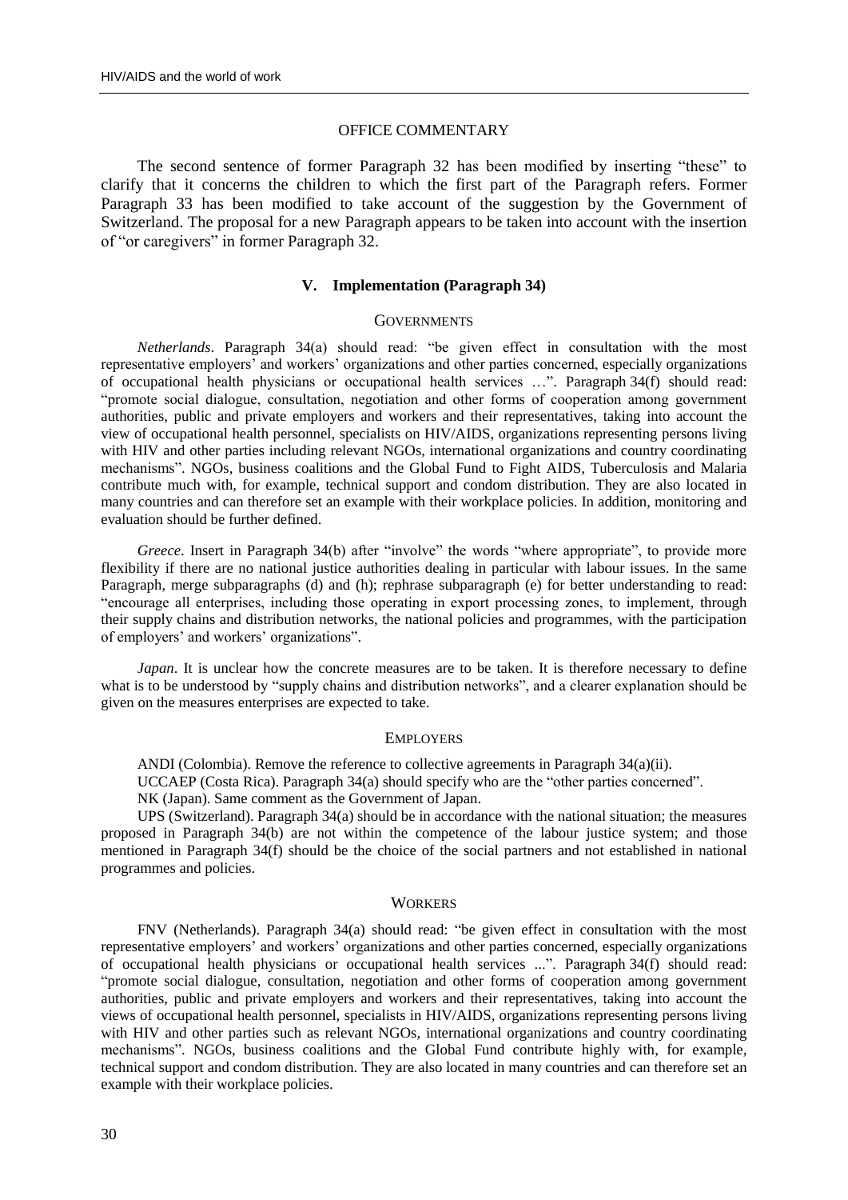### OFFICE COMMENTARY

The second sentence of former Paragraph 32 has been modified by inserting "these" to clarify that it concerns the children to which the first part of the Paragraph refers. Former Paragraph 33 has been modified to take account of the suggestion by the Government of Switzerland. The proposal for a new Paragraph appears to be taken into account with the insertion of "or caregivers" in former Paragraph 32.

## V. Implementation (Paragraph 34)

### GOVERNMENTS

*Netherlands*. Paragraph 34(a) should read: "be given effect in consultation with the most representative employers' and workers' organizations and other parties concerned, especially organizations of occupational health physicians or occupational health services …". Paragraph 34(f) should read: "promote social dialogue, consultation, negotiation and other forms of cooperation among government authorities, public and private employers and workers and their representatives, taking into account the view of occupational health personnel, specialists on HIV/AIDS, organizations representing persons living with HIV and other parties including relevant NGOs, international organizations and country coordinating mechanisms". NGOs, business coalitions and the Global Fund to Fight AIDS, Tuberculosis and Malaria contribute much with, for example, technical support and condom distribution. They are also located in many countries and can therefore set an example with their workplace policies. In addition, monitoring and evaluation should be further defined.

*Greece*. Insert in Paragraph 34(b) after "involve" the words "where appropriate", to provide more flexibility if there are no national justice authorities dealing in particular with labour issues. In the same Paragraph, merge subparagraphs (d) and (h); rephrase subparagraph (e) for better understanding to read: "encourage all enterprises, including those operating in export processing zones, to implement, through their supply chains and distribution networks, the national policies and programmes, with the participation of employers' and workers' organizations".

*Japan*. It is unclear how the concrete measures are to be taken. It is therefore necessary to define what is to be understood by "supply chains and distribution networks", and a clearer explanation should be given on the measures enterprises are expected to take.

### EMPLOYERS

ANDI (Colombia). Remove the reference to collective agreements in Paragraph 34(a)(ii).

UCCAEP (Costa Rica). Paragraph 34(a) should specify who are the "other parties concerned".

NK (Japan). Same comment as the Government of Japan.

UPS (Switzerland). Paragraph 34(a) should be in accordance with the national situation; the measures proposed in Paragraph 34(b) are not within the competence of the labour justice system; and those mentioned in Paragraph 34(f) should be the choice of the social partners and not established in national programmes and policies.

### WORKERS

FNV (Netherlands). Paragraph 34(a) should read: "be given effect in consultation with the most representative employers' and workers' organizations and other parties concerned, especially organizations of occupational health physicians or occupational health services ...". Paragraph 34(f) should read: "promote social dialogue, consultation, negotiation and other forms of cooperation among government authorities, public and private employers and workers and their representatives, taking into account the views of occupational health personnel, specialists in HIV/AIDS, organizations representing persons living with HIV and other parties such as relevant NGOs, international organizations and country coordinating mechanisms". NGOs, business coalitions and the Global Fund contribute highly with, for example, technical support and condom distribution. They are also located in many countries and can therefore set an example with their workplace policies.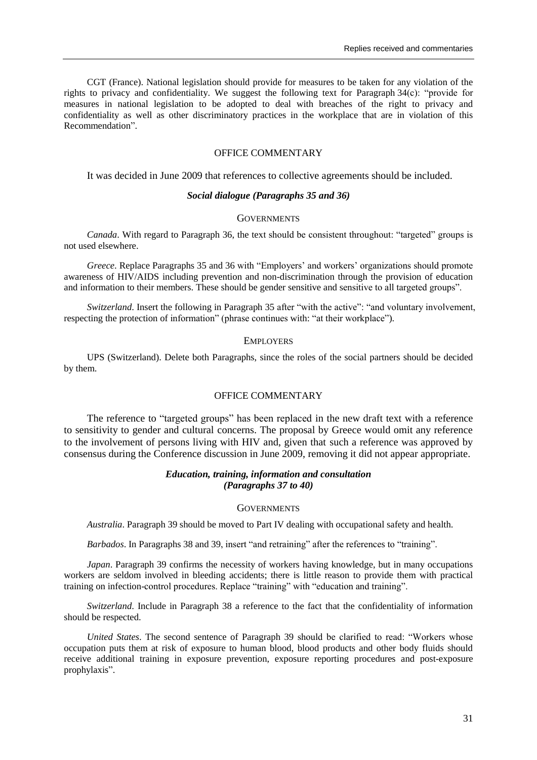CGT (France). National legislation should provide for measures to be taken for any violation of the rights to privacy and confidentiality. We suggest the following text for Paragraph 34(c): "provide for measures in national legislation to be adopted to deal with breaches of the right to privacy and confidentiality as well as other discriminatory practices in the workplace that are in violation of this Recommendation".

### OFFICE COMMENTARY

It was decided in June 2009 that references to collective agreements should be included.

### *Social dialogue (Paragraphs 35 and 36)*

#### GOVERNMENTS

*Canada*. With regard to Paragraph 36, the text should be consistent throughout: "targeted" groups is not used elsewhere.

*Greece*. Replace Paragraphs 35 and 36 with "Employers' and workers' organizations should promote awareness of HIV/AIDS including prevention and non-discrimination through the provision of education and information to their members. These should be gender sensitive and sensitive to all targeted groups".

*Switzerland*. Insert the following in Paragraph 35 after "with the active": "and voluntary involvement, respecting the protection of information" (phrase continues with: "at their workplace").

#### EMPLOYERS

UPS (Switzerland). Delete both Paragraphs, since the roles of the social partners should be decided by them.

### OFFICE COMMENTARY

The reference to "targeted groups" has been replaced in the new draft text with a reference to sensitivity to gender and cultural concerns. The proposal by Greece would omit any reference to the involvement of persons living with HIV and, given that such a reference was approved by consensus during the Conference discussion in June 2009, removing it did not appear appropriate.

### *Education, training, information and consultation (Paragraphs 37 to 40)*

#### GOVERNMENTS

*Australia*. Paragraph 39 should be moved to Part IV dealing with occupational safety and health.

*Barbados*. In Paragraphs 38 and 39, insert "and retraining" after the references to "training".

*Japan*. Paragraph 39 confirms the necessity of workers having knowledge, but in many occupations workers are seldom involved in bleeding accidents; there is little reason to provide them with practical training on infection-control procedures. Replace "training" with "education and training".

*Switzerland*. Include in Paragraph 38 a reference to the fact that the confidentiality of information should be respected.

*United States*. The second sentence of Paragraph 39 should be clarified to read: "Workers whose occupation puts them at risk of exposure to human blood, blood products and other body fluids should receive additional training in exposure prevention, exposure reporting procedures and post-exposure prophylaxis".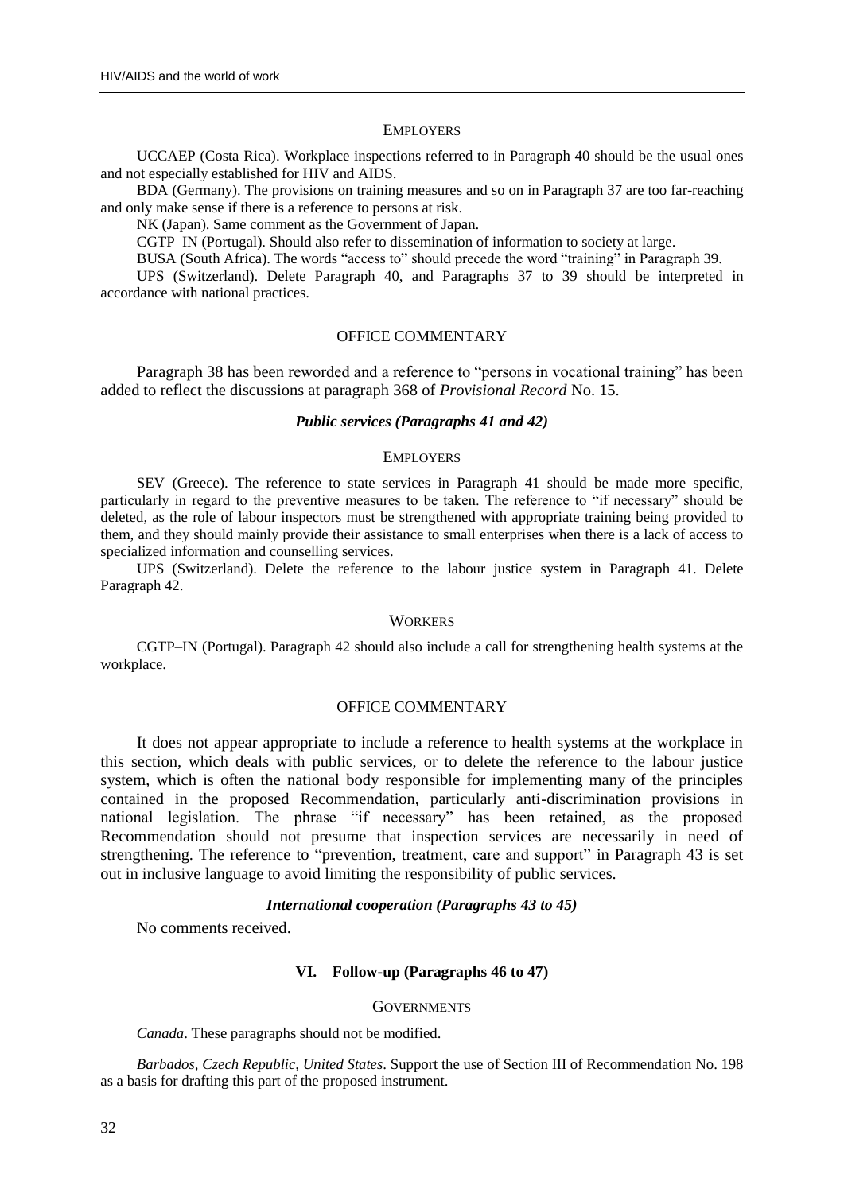#### Employers

UCCAEP (Costa Rica). Workplace inspections referred to in Paragraph 40 should be the usual ones and not especially established for HIV and AIDS.

BDA (Germany). The provisions on training measures and so on in Paragraph 37 are too far-reaching and only make sense if there is a reference to persons at risk.

NK (Japan). Same comment as the Government of Japan.

CGTP–IN (Portugal). Should also refer to dissemination of information to society at large.

BUSA (South Africa). The words "access to" should precede the word "training" in Paragraph 39.

UPS (Switzerland). Delete Paragraph 40, and Paragraphs 37 to 39 should be interpreted in accordance with national practices.

#### Office commentary

Paragraph 38 has been reworded and a reference to "persons in vocational training" has been added to reflect the discussions at paragraph 368 of *Provisional Record* No. 15.

### *Public services (Paragraphs 41 and 42)*

#### Employers

SEV (Greece). The reference to state services in Paragraph 41 should be made more specific, particularly in regard to the preventive measures to be taken. The reference to "if necessary" should be deleted, as the role of labour inspectors must be strengthened with appropriate training being provided to them, and they should mainly provide their assistance to small enterprises when there is a lack of access to specialized information and counselling services.

UPS (Switzerland). Delete the reference to the labour justice system in Paragraph 41. Delete Paragraph 42.

#### Workers

CGTP–IN (Portugal). Paragraph 42 should also include a call for strengthening health systems at the workplace.

#### Office commentary

It does not appear appropriate to include a reference to health systems at the workplace in this section, which deals with public services, or to delete the reference to the labour justice system, which is often the national body responsible for implementing many of the principles contained in the proposed Recommendation, particularly anti-discrimination provisions in national legislation. The phrase "if necessary" has been retained, as the proposed Recommendation should not presume that inspection services are necessarily in need of strengthening. The reference to "prevention, treatment, care and support" in Paragraph 43 is set out in inclusive language to avoid limiting the responsibility of public services.

### *International cooperation (Paragraphs 43 to 45)*

No comments received.

## VI. Follow-up (Paragraphs 46 to 47)

#### Governments

*Canada*. These paragraphs should not be modified.

*Barbados, Czech Republic, United States*. Support the use of Section III of Recommendation No. 198 as a basis for drafting this part of the proposed instrument.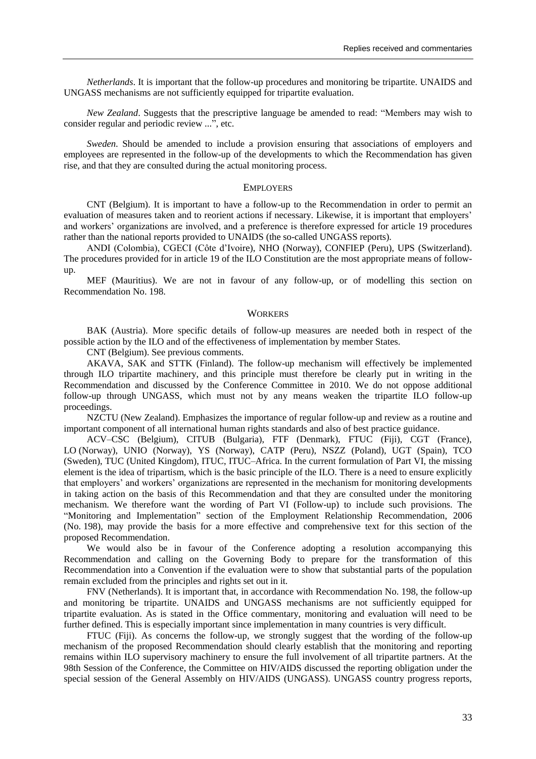*Netherlands*. It is important that the follow-up procedures and monitoring be tripartite. UNAIDS and UNGASS mechanisms are not sufficiently equipped for tripartite evaluation.

*New Zealand*. Suggests that the prescriptive language be amended to read: "Members may wish to consider regular and periodic review ...", etc.

*Sweden*. Should be amended to include a provision ensuring that associations of employers and employees are represented in the follow-up of the developments to which the Recommendation has given rise, and that they are consulted during the actual monitoring process.

### EMPLOYERS

CNT (Belgium). It is important to have a follow-up to the Recommendation in order to permit an evaluation of measures taken and to reorient actions if necessary. Likewise, it is important that employers' and workers' organizations are involved, and a preference is therefore expressed for article 19 procedures rather than the national reports provided to UNAIDS (the so-called UNGASS reports).

ANDI (Colombia), CGECI (Côte d'Ivoire), NHO (Norway), CONFIEP (Peru), UPS (Switzerland). The procedures provided for in article 19 of the ILO Constitution are the most appropriate means of follow-up.

MEF (Mauritius). We are not in favour of any follow-up, or of modelling this section on Recommendation No. 198.

### WORKERS

BAK (Austria). More specific details of follow-up measures are needed both in respect of the possible action by the ILO and of the effectiveness of implementation by member States.

CNT (Belgium). See previous comments.

AKAVA, SAK and STTK (Finland). The follow-up mechanism will effectively be implemented through ILO tripartite machinery, and this principle must therefore be clearly put in writing in the Recommendation and discussed by the Conference Committee in 2010. We do not oppose additional follow-up through UNGASS, which must not by any means weaken the tripartite ILO follow-up proceedings.

NZCTU (New Zealand). Emphasizes the importance of regular follow-up and review as a routine and important component of all international human rights standards and also of best practice guidance.

ACV–CSC (Belgium), CITUB (Bulgaria), FTF (Denmark), FTUC (Fiji), CGT (France), LO (Norway), UNIO (Norway), YS (Norway), CATP (Peru), NSZZ (Poland), UGT (Spain), TCO (Sweden), TUC (United Kingdom), ITUC, ITUC–Africa. In the current formulation of Part VI, the missing element is the idea of tripartism, which is the basic principle of the ILO. There is a need to ensure explicitly that employers' and workers' organizations are represented in the mechanism for monitoring developments in taking action on the basis of this Recommendation and that they are consulted under the monitoring mechanism. We therefore want the wording of Part VI (Follow-up) to include such provisions. The "Monitoring and Implementation" section of the Employment Relationship Recommendation, 2006 (No. 198), may provide the basis for a more effective and comprehensive text for this section of the proposed Recommendation.

We would also be in favour of the Conference adopting a resolution accompanying this Recommendation and calling on the Governing Body to prepare for the transformation of this Recommendation into a Convention if the evaluation were to show that substantial parts of the population remain excluded from the principles and rights set out in it.

FNV (Netherlands). It is important that, in accordance with Recommendation No. 198, the follow-up and monitoring be tripartite. UNAIDS and UNGASS mechanisms are not sufficiently equipped for tripartite evaluation. As is stated in the Office commentary, monitoring and evaluation will need to be further defined. This is especially important since implementation in many countries is very difficult.

FTUC (Fiji). As concerns the follow-up, we strongly suggest that the wording of the follow-up mechanism of the proposed Recommendation should clearly establish that the monitoring and reporting remains within ILO supervisory machinery to ensure the full involvement of all tripartite partners. At the 98th Session of the Conference, the Committee on HIV/AIDS discussed the reporting obligation under the special session of the General Assembly on HIV/AIDS (UNGASS). UNGASS country progress reports,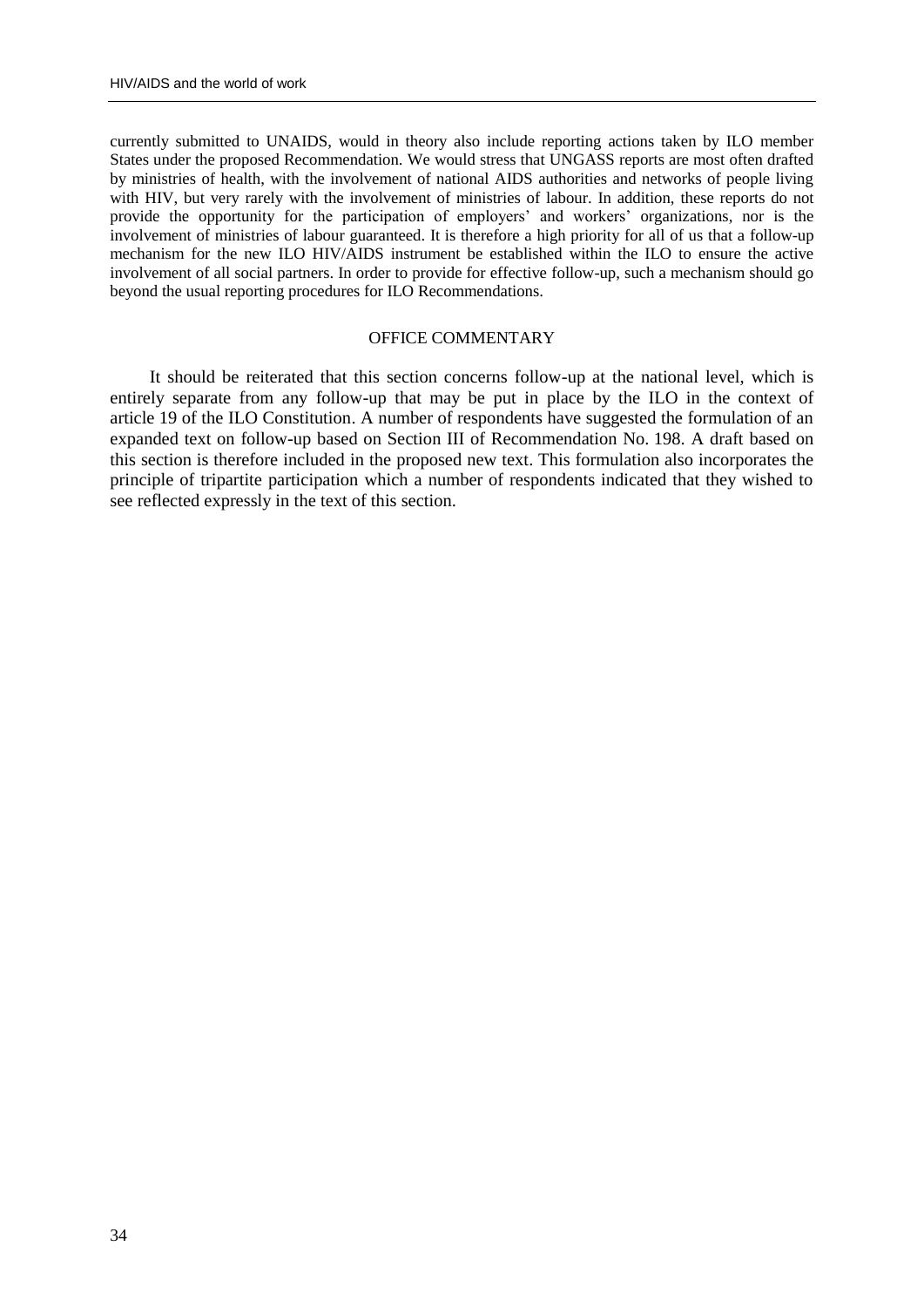currently submitted to UNAIDS, would in theory also include reporting actions taken by ILO member States under the proposed Recommendation. We would stress that UNGASS reports are most often drafted by ministries of health, with the involvement of national AIDS authorities and networks of people living with HIV, but very rarely with the involvement of ministries of labour. In addition, these reports do not provide the opportunity for the participation of employers' and workers' organizations, nor is the involvement of ministries of labour guaranteed. It is therefore a high priority for all of us that a follow-up mechanism for the new ILO HIV/AIDS instrument be established within the ILO to ensure the active involvement of all social partners. In order to provide for effective follow-up, such a mechanism should go beyond the usual reporting procedures for ILO Recommendations.

## OFFICE COMMENTARY

It should be reiterated that this section concerns follow-up at the national level, which is entirely separate from any follow-up that may be put in place by the ILO in the context of article 19 of the ILO Constitution. A number of respondents have suggested the formulation of an expanded text on follow-up based on Section III of Recommendation No. 198. A draft based on this section is therefore included in the proposed new text. This formulation also incorporates the principle of tripartite participation which a number of respondents indicated that they wished to see reflected expressly in the text of this section.